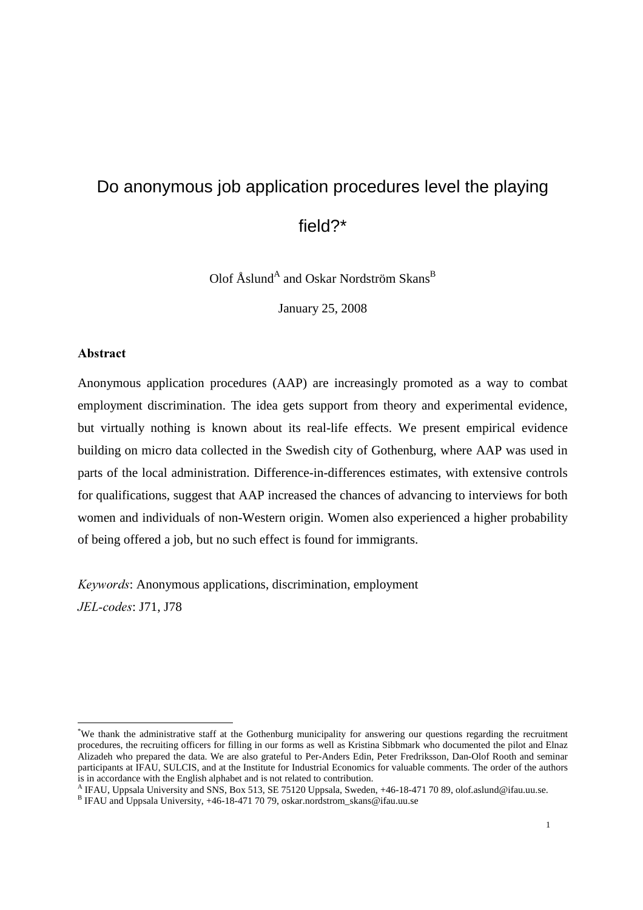# Do anonymous job application procedures level the playing field?*

Olof Åslund[A] and Oskar Nordström Skans[B]

January 25, 2008

**Abstract**

Anonymous application procedures (AAP) are increasingly promoted as a way to combat employment discrimination. The idea gets support from theory and experimental evidence, but virtually nothing is known about its real-life effects. We present empirical evidence building on micro data collected in the Swedish city of Gothenburg, where AAP was used in parts of the local administration. Difference-in-differences estimates, with extensive controls for qualifications, suggest that AAP increased the chances of advancing to interviews for both women and individuals of non-Western origin. Women also experienced a higher probability of being offered a job, but no such effect is found for immigrants.

*Keywords*: Anonymous applications, discrimination, employment

*JEL-codes*: J71, J78

---

*We thank the administrative staff at the Gothenburg municipality for answering our questions regarding the recruitment procedures, the recruiting officers for filling in our forms as well as Kristina Sibbmark who documented the pilot and Elnaz Alizadeh who prepared the data. We are also grateful to Per-Anders Edin, Peter Fredriksson, Dan-Olof Rooth and seminar participants at IFAU, SULCIS, and at the Institute for Industrial Economics for valuable comments. The order of the authors is in accordance with the English alphabet and is not related to contribution.

[A] IFAU, Uppsala University and SNS, Box 513, SE 75120 Uppsala, Sweden, +46-18-471 70 89, olof.aslund@ifau.uu.se.

[B] IFAU and Uppsala University, +46-18-471 70 79, oskar.nordstrom_skans@ifau.uu.se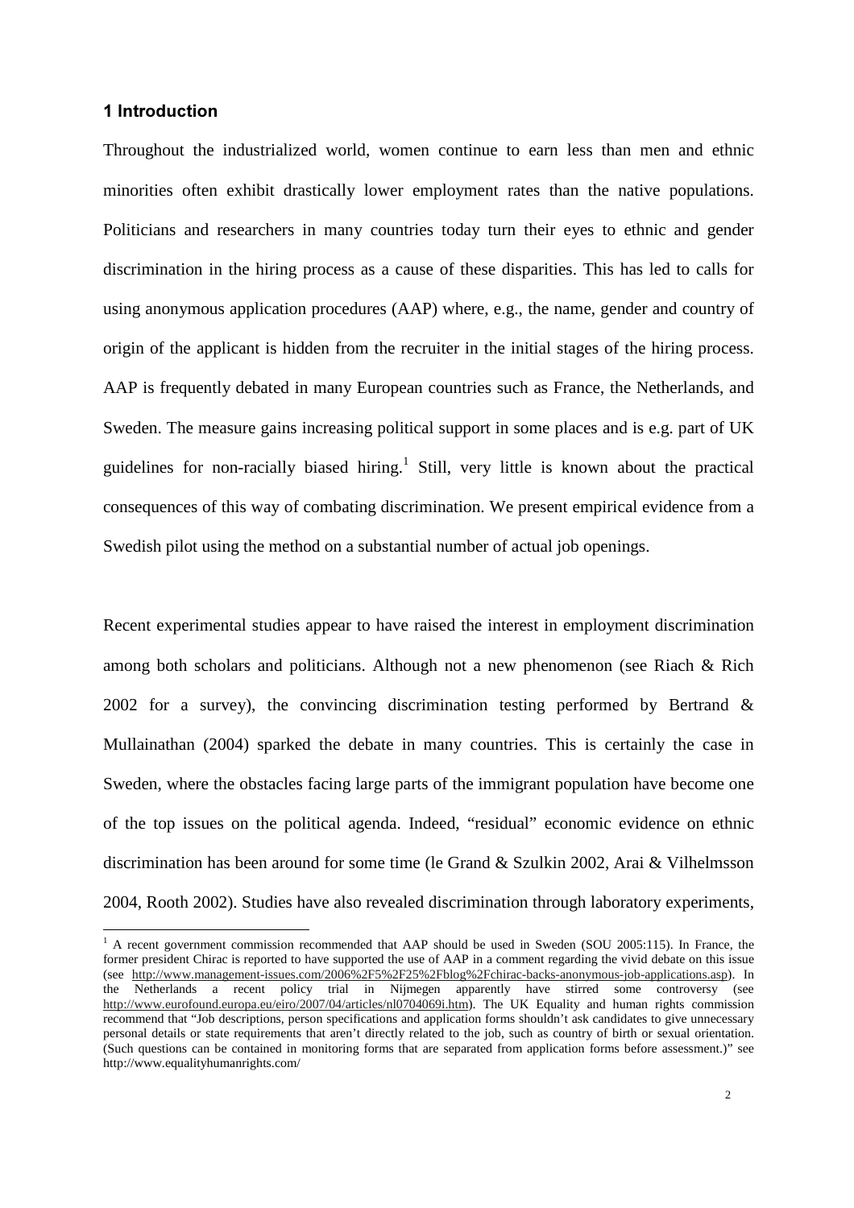## 1 Introduction

Throughout the industrialized world, women continue to earn less than men and ethnic minorities often exhibit drastically lower employment rates than the native populations. Politicians and researchers in many countries today turn their eyes to ethnic and gender discrimination in the hiring process as a cause of these disparities. This has led to calls for using anonymous application procedures (AAP) where, e.g., the name, gender and country of origin of the applicant is hidden from the recruiter in the initial stages of the hiring process. AAP is frequently debated in many European countries such as France, the Netherlands, and Sweden. The measure gains increasing political support in some places and is e.g. part of UK guidelines for non-racially biased hiring.[1] Still, very little is known about the practical consequences of this way of combating discrimination. We present empirical evidence from a Swedish pilot using the method on a substantial number of actual job openings.

Recent experimental studies appear to have raised the interest in employment discrimination among both scholars and politicians. Although not a new phenomenon (see Riach & Rich 2002 for a survey), the convincing discrimination testing performed by Bertrand & Mullainathan (2004) sparked the debate in many countries. This is certainly the case in Sweden, where the obstacles facing large parts of the immigrant population have become one of the top issues on the political agenda. Indeed, "residual" economic evidence on ethnic discrimination has been around for some time (le Grand & Szulkin 2002, Arai & Vilhelmsson 2004, Rooth 2002). Studies have also revealed discrimination through laboratory experiments,

---

[1] A recent government commission recommended that AAP should be used in Sweden (SOU 2005:115). In France, the former president Chirac is reported to have supported the use of AAP in a comment regarding the vivid debate on this issue (see http://www.management-issues.com/2006%2F5%2F25%2Fblog%2Fchirac-backs-anonymous-job-applications.asp). In the Netherlands a recent policy trial in Nijmegen apparently have stirred some controversy (see http://www.eurofound.europa.eu/eiro/2007/04/articles/nl0704069i.htm). The UK Equality and human rights commission recommend that "Job descriptions, person specifications and application forms shouldn't ask candidates to give unnecessary personal details or state requirements that aren't directly related to the job, such as country of birth or sexual orientation. (Such questions can be contained in monitoring forms that are separated from application forms before assessment.)" see http://www.equalityhumanrights.com/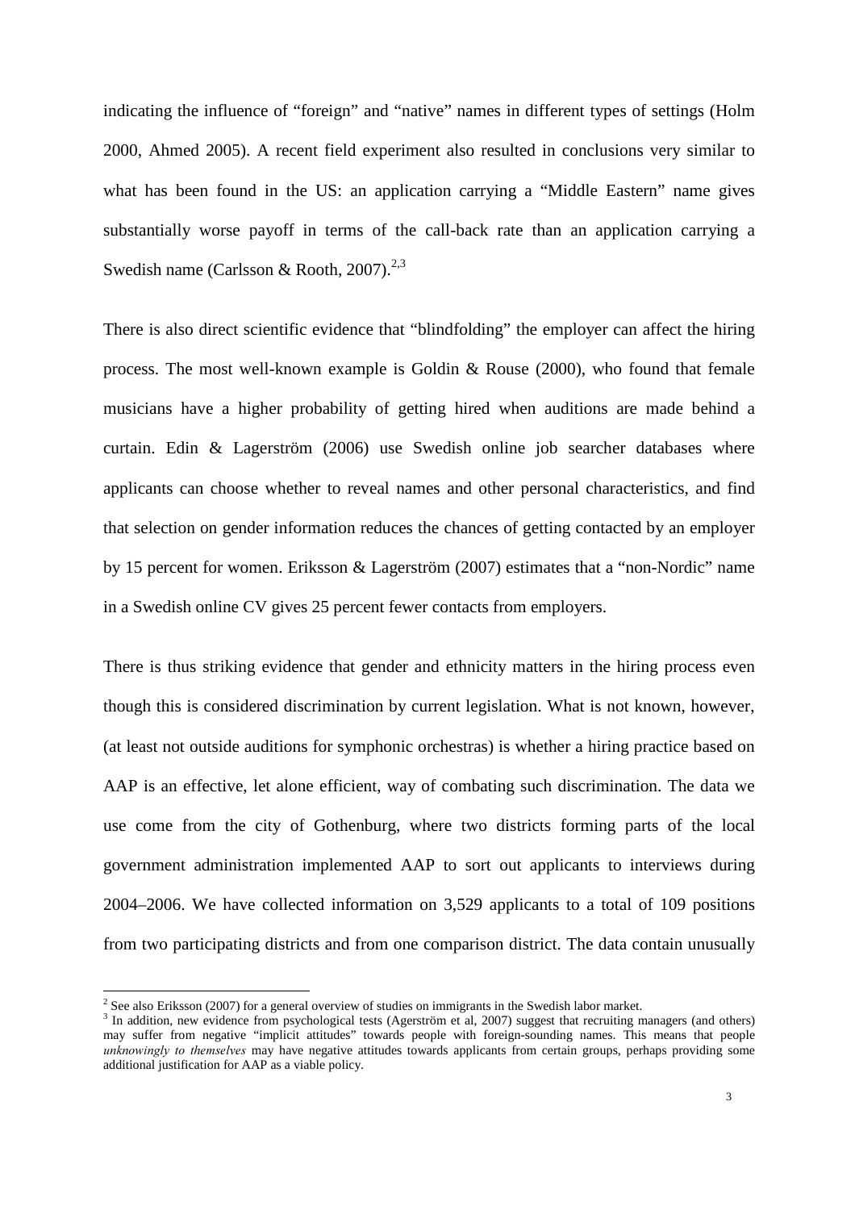indicating the influence of "foreign" and "native" names in different types of settings (Holm 2000, Ahmed 2005). A recent field experiment also resulted in conclusions very similar to what has been found in the US: an application carrying a "Middle Eastern" name gives substantially worse payoff in terms of the call-back rate than an application carrying a Swedish name (Carlsson & Rooth, 2007).[2,3]

There is also direct scientific evidence that "blindfolding" the employer can affect the hiring process. The most well-known example is Goldin & Rouse (2000), who found that female musicians have a higher probability of getting hired when auditions are made behind a curtain. Edin & Lagerström (2006) use Swedish online job searcher databases where applicants can choose whether to reveal names and other personal characteristics, and find that selection on gender information reduces the chances of getting contacted by an employer by 15 percent for women. Eriksson & Lagerström (2007) estimates that a "non-Nordic" name in a Swedish online CV gives 25 percent fewer contacts from employers.

There is thus striking evidence that gender and ethnicity matters in the hiring process even though this is considered discrimination by current legislation. What is not known, however, (at least not outside auditions for symphonic orchestras) is whether a hiring practice based on AAP is an effective, let alone efficient, way of combating such discrimination. The data we use come from the city of Gothenburg, where two districts forming parts of the local government administration implemented AAP to sort out applicants to interviews during 2004–2006. We have collected information on 3,529 applicants to a total of 109 positions from two participating districts and from one comparison district. The data contain unusually

[2] See also Eriksson (2007) for a general overview of studies on immigrants in the Swedish labor market.

[3] In addition, new evidence from psychological tests (Agerström et al, 2007) suggest that recruiting managers (and others) may suffer from negative "implicit attitudes" towards people with foreign-sounding names. This means that people *unknowingly to themselves* may have negative attitudes towards applicants from certain groups, perhaps providing some additional justification for AAP as a viable policy.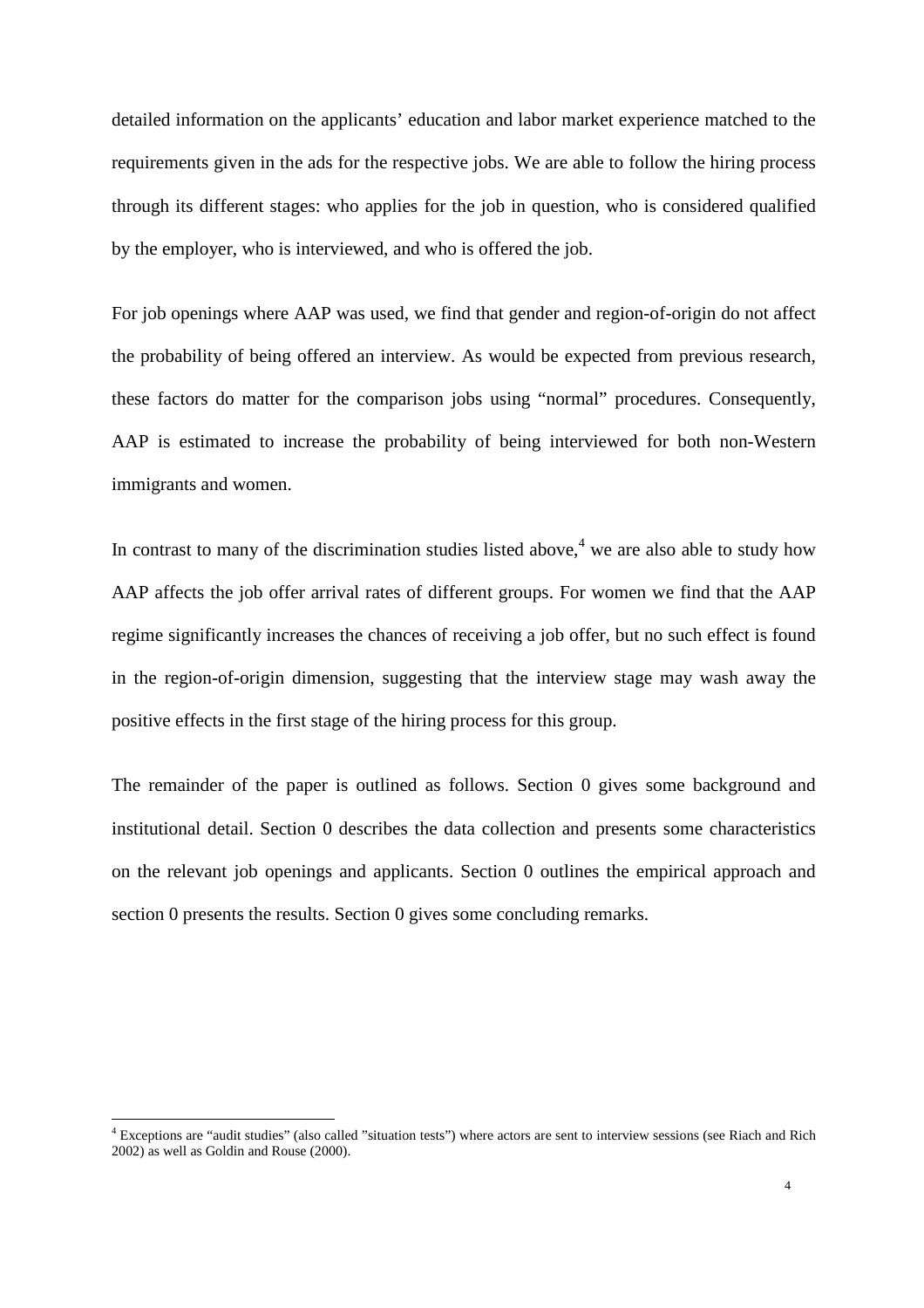detailed information on the applicants' education and labor market experience matched to the requirements given in the ads for the respective jobs. We are able to follow the hiring process through its different stages: who applies for the job in question, who is considered qualified by the employer, who is interviewed, and who is offered the job.

For job openings where AAP was used, we find that gender and region-of-origin do not affect the probability of being offered an interview. As would be expected from previous research, these factors do matter for the comparison jobs using "normal" procedures. Consequently, AAP is estimated to increase the probability of being interviewed for both non-Western immigrants and women.

In contrast to many of the discrimination studies listed above,[4] we are also able to study how AAP affects the job offer arrival rates of different groups. For women we find that the AAP regime significantly increases the chances of receiving a job offer, but no such effect is found in the region-of-origin dimension, suggesting that the interview stage may wash away the positive effects in the first stage of the hiring process for this group.

The remainder of the paper is outlined as follows. Section 0 gives some background and institutional detail. Section 0 describes the data collection and presents some characteristics on the relevant job openings and applicants. Section 0 outlines the empirical approach and section 0 presents the results. Section 0 gives some concluding remarks.

---

[4] Exceptions are "audit studies" (also called "situation tests") where actors are sent to interview sessions (see Riach and Rich 2002) as well as Goldin and Rouse (2000).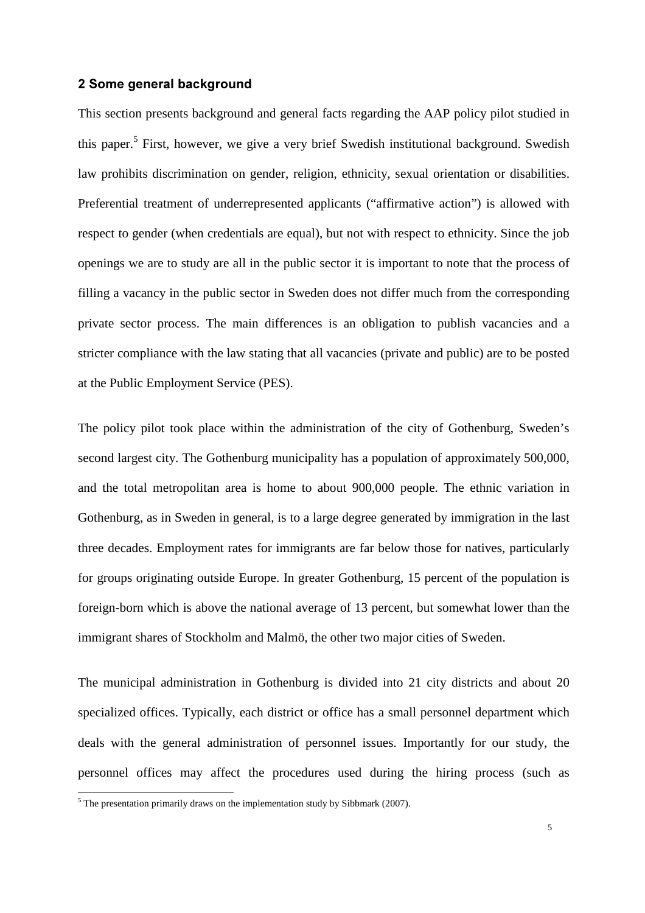## 2 Some general background

This section presents background and general facts regarding the AAP policy pilot studied in this paper.[5] First, however, we give a very brief Swedish institutional background. Swedish law prohibits discrimination on gender, religion, ethnicity, sexual orientation or disabilities. Preferential treatment of underrepresented applicants ("affirmative action") is allowed with respect to gender (when credentials are equal), but not with respect to ethnicity. Since the job openings we are to study are all in the public sector it is important to note that the process of filling a vacancy in the public sector in Sweden does not differ much from the corresponding private sector process. The main differences is an obligation to publish vacancies and a stricter compliance with the law stating that all vacancies (private and public) are to be posted at the Public Employment Service (PES).

The policy pilot took place within the administration of the city of Gothenburg, Sweden's second largest city. The Gothenburg municipality has a population of approximately 500,000, and the total metropolitan area is home to about 900,000 people. The ethnic variation in Gothenburg, as in Sweden in general, is to a large degree generated by immigration in the last three decades. Employment rates for immigrants are far below those for natives, particularly for groups originating outside Europe. In greater Gothenburg, 15 percent of the population is foreign-born which is above the national average of 13 percent, but somewhat lower than the immigrant shares of Stockholm and Malmö, the other two major cities of Sweden.

The municipal administration in Gothenburg is divided into 21 city districts and about 20 specialized offices. Typically, each district or office has a small personnel department which deals with the general administration of personnel issues. Importantly for our study, the personnel offices may affect the procedures used during the hiring process (such as

[5] The presentation primarily draws on the implementation study by Sibbmark (2007).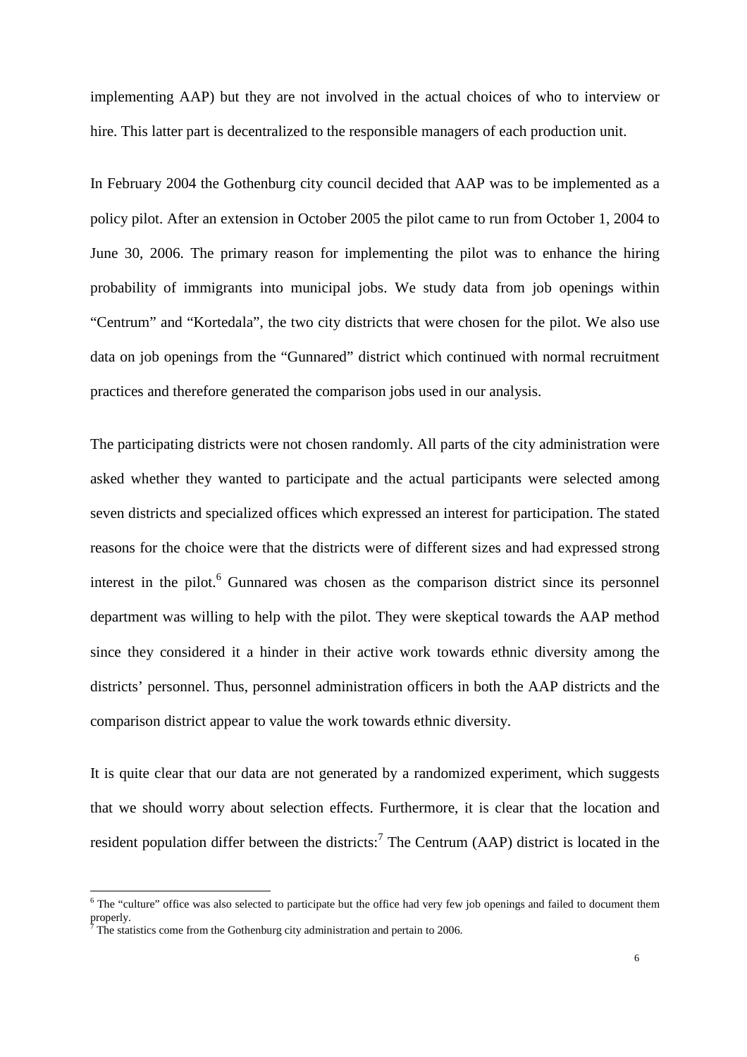implementing AAP) but they are not involved in the actual choices of who to interview or hire. This latter part is decentralized to the responsible managers of each production unit.

In February 2004 the Gothenburg city council decided that AAP was to be implemented as a policy pilot. After an extension in October 2005 the pilot came to run from October 1, 2004 to June 30, 2006. The primary reason for implementing the pilot was to enhance the hiring probability of immigrants into municipal jobs. We study data from job openings within "Centrum" and "Kortedala", the two city districts that were chosen for the pilot. We also use data on job openings from the "Gunnared" district which continued with normal recruitment practices and therefore generated the comparison jobs used in our analysis.

The participating districts were not chosen randomly. All parts of the city administration were asked whether they wanted to participate and the actual participants were selected among seven districts and specialized offices which expressed an interest for participation. The stated reasons for the choice were that the districts were of different sizes and had expressed strong interest in the pilot.[6] Gunnared was chosen as the comparison district since its personnel department was willing to help with the pilot. They were skeptical towards the AAP method since they considered it a hinder in their active work towards ethnic diversity among the districts' personnel. Thus, personnel administration officers in both the AAP districts and the comparison district appear to value the work towards ethnic diversity.

It is quite clear that our data are not generated by a randomized experiment, which suggests that we should worry about selection effects. Furthermore, it is clear that the location and resident population differ between the districts:[7] The Centrum (AAP) district is located in the

[6] The "culture" office was also selected to participate but the office had very few job openings and failed to document them properly.

[7] The statistics come from the Gothenburg city administration and pertain to 2006.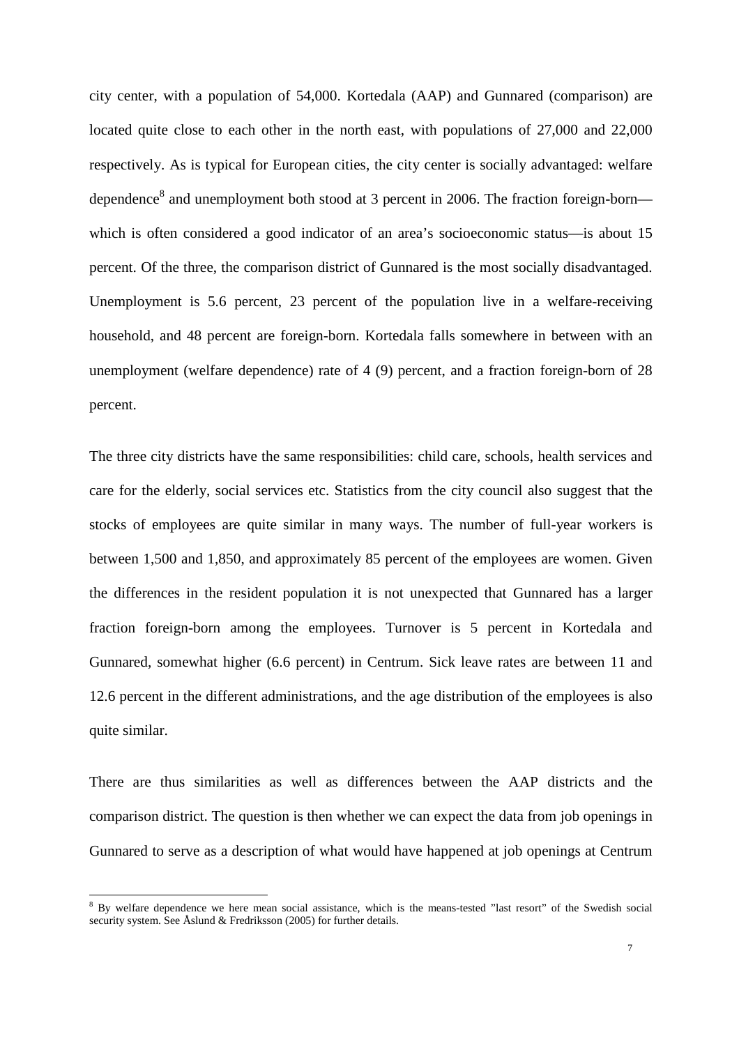city center, with a population of 54,000. Kortedala (AAP) and Gunnared (comparison) are located quite close to each other in the north east, with populations of 27,000 and 22,000 respectively. As is typical for European cities, the city center is socially advantaged: welfare dependence[8] and unemployment both stood at 3 percent in 2006. The fraction foreign-born—which is often considered a good indicator of an area's socioeconomic status—is about 15 percent. Of the three, the comparison district of Gunnared is the most socially disadvantaged. Unemployment is 5.6 percent, 23 percent of the population live in a welfare-receiving household, and 48 percent are foreign-born. Kortedala falls somewhere in between with an unemployment (welfare dependence) rate of 4 (9) percent, and a fraction foreign-born of 28 percent.

The three city districts have the same responsibilities: child care, schools, health services and care for the elderly, social services etc. Statistics from the city council also suggest that the stocks of employees are quite similar in many ways. The number of full-year workers is between 1,500 and 1,850, and approximately 85 percent of the employees are women. Given the differences in the resident population it is not unexpected that Gunnared has a larger fraction foreign-born among the employees. Turnover is 5 percent in Kortedala and Gunnared, somewhat higher (6.6 percent) in Centrum. Sick leave rates are between 11 and 12.6 percent in the different administrations, and the age distribution of the employees is also quite similar.

There are thus similarities as well as differences between the AAP districts and the comparison district. The question is then whether we can expect the data from job openings in Gunnared to serve as a description of what would have happened at job openings at Centrum

[8] By welfare dependence we here mean social assistance, which is the means-tested "last resort" of the Swedish social security system. See Åslund & Fredriksson (2005) for further details.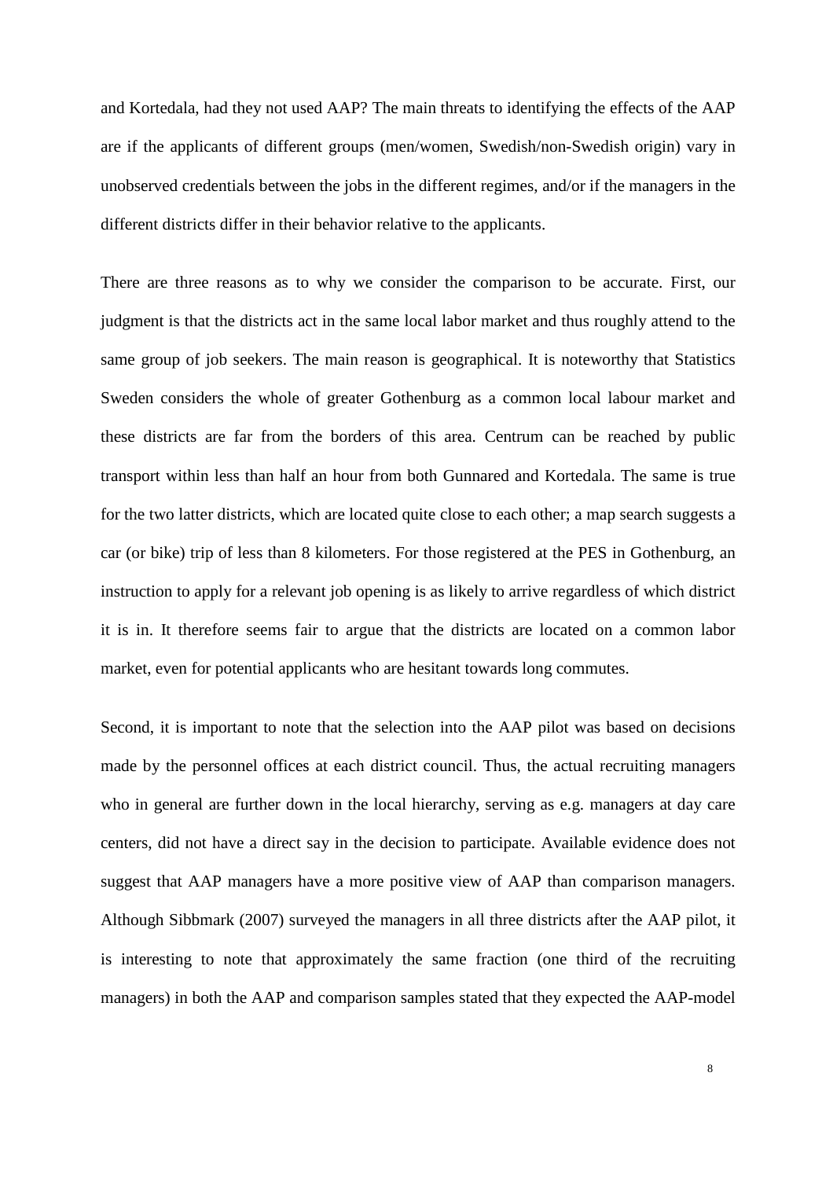and Kortedala, had they not used AAP? The main threats to identifying the effects of the AAP are if the applicants of different groups (men/women, Swedish/non-Swedish origin) vary in unobserved credentials between the jobs in the different regimes, and/or if the managers in the different districts differ in their behavior relative to the applicants.

There are three reasons as to why we consider the comparison to be accurate. First, our judgment is that the districts act in the same local labor market and thus roughly attend to the same group of job seekers. The main reason is geographical. It is noteworthy that Statistics Sweden considers the whole of greater Gothenburg as a common local labour market and these districts are far from the borders of this area. Centrum can be reached by public transport within less than half an hour from both Gunnared and Kortedala. The same is true for the two latter districts, which are located quite close to each other; a map search suggests a car (or bike) trip of less than 8 kilometers. For those registered at the PES in Gothenburg, an instruction to apply for a relevant job opening is as likely to arrive regardless of which district it is in. It therefore seems fair to argue that the districts are located on a common labor market, even for potential applicants who are hesitant towards long commutes.

Second, it is important to note that the selection into the AAP pilot was based on decisions made by the personnel offices at each district council. Thus, the actual recruiting managers who in general are further down in the local hierarchy, serving as e.g. managers at day care centers, did not have a direct say in the decision to participate. Available evidence does not suggest that AAP managers have a more positive view of AAP than comparison managers. Although Sibbmark (2007) surveyed the managers in all three districts after the AAP pilot, it is interesting to note that approximately the same fraction (one third of the recruiting managers) in both the AAP and comparison samples stated that they expected the AAP-model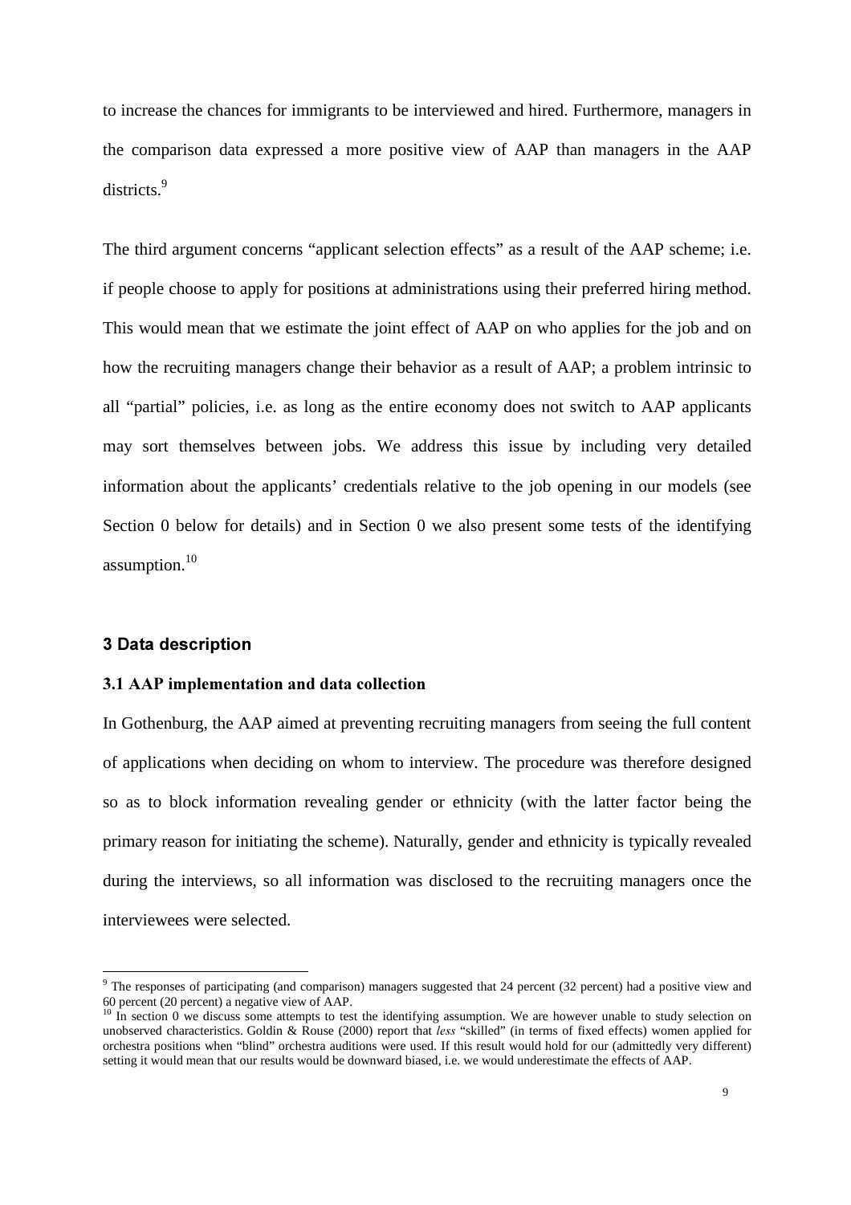to increase the chances for immigrants to be interviewed and hired. Furthermore, managers in the comparison data expressed a more positive view of AAP than managers in the AAP districts.[9]

The third argument concerns "applicant selection effects" as a result of the AAP scheme; i.e. if people choose to apply for positions at administrations using their preferred hiring method. This would mean that we estimate the joint effect of AAP on who applies for the job and on how the recruiting managers change their behavior as a result of AAP; a problem intrinsic to all "partial" policies, i.e. as long as the entire economy does not switch to AAP applicants may sort themselves between jobs. We address this issue by including very detailed information about the applicants' credentials relative to the job opening in our models (see Section 0 below for details) and in Section 0 we also present some tests of the identifying assumption.[10]

## 3 Data description

### 3.1 AAP implementation and data collection

In Gothenburg, the AAP aimed at preventing recruiting managers from seeing the full content of applications when deciding on whom to interview. The procedure was therefore designed so as to block information revealing gender or ethnicity (with the latter factor being the primary reason for initiating the scheme). Naturally, gender and ethnicity is typically revealed during the interviews, so all information was disclosed to the recruiting managers once the interviewees were selected.

[9] The responses of participating (and comparison) managers suggested that 24 percent (32 percent) had a positive view and 60 percent (20 percent) a negative view of AAP.

[10] In section 0 we discuss some attempts to test the identifying assumption. We are however unable to study selection on unobserved characteristics. Goldin & Rouse (2000) report that *less* "skilled" (in terms of fixed effects) women applied for orchestra positions when "blind" orchestra auditions were used. If this result would hold for our (admittedly very different) setting it would mean that our results would be downward biased, i.e. we would underestimate the effects of AAP.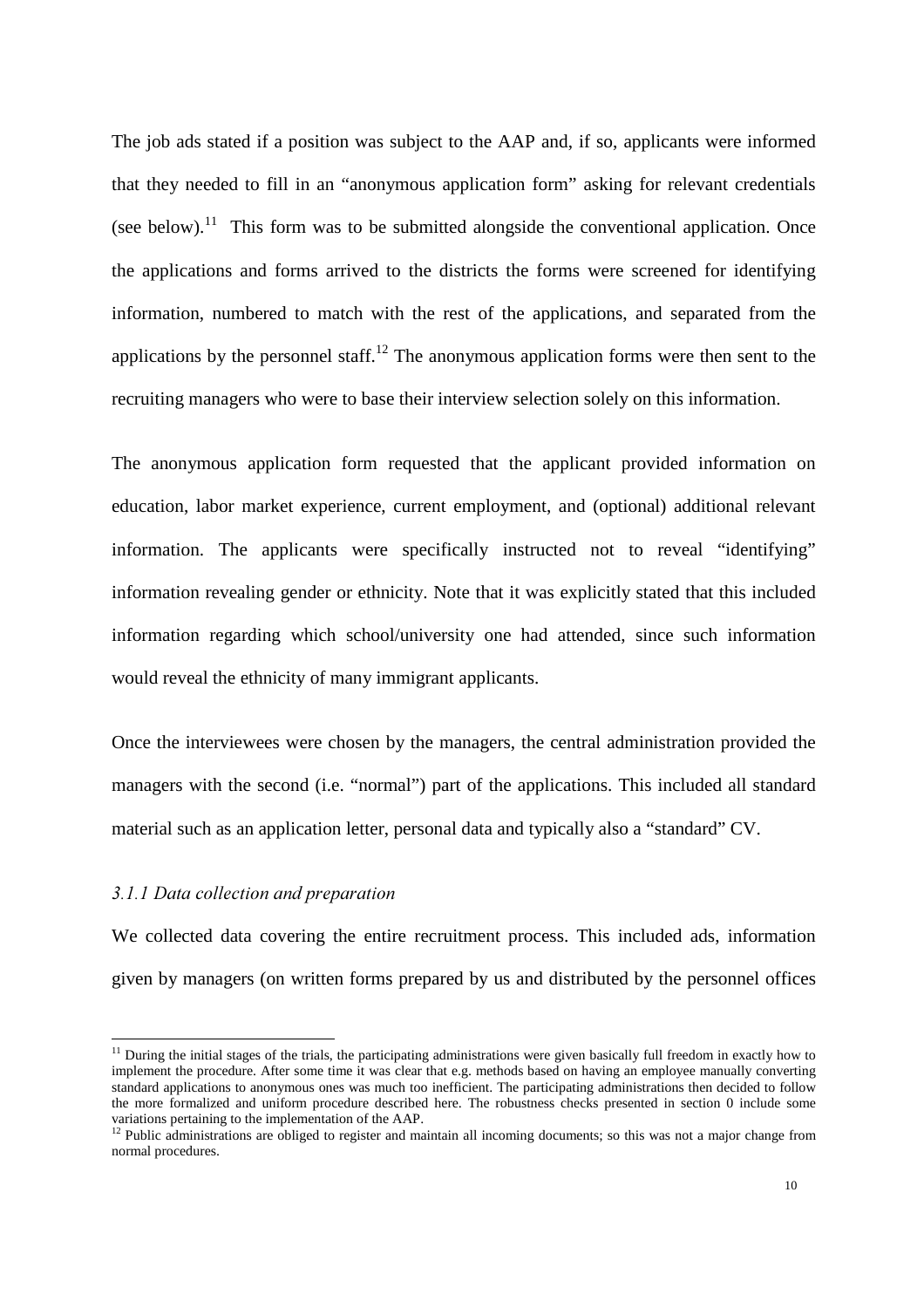The job ads stated if a position was subject to the AAP and, if so, applicants were informed that they needed to fill in an "anonymous application form" asking for relevant credentials (see below).[11] This form was to be submitted alongside the conventional application. Once the applications and forms arrived to the districts the forms were screened for identifying information, numbered to match with the rest of the applications, and separated from the applications by the personnel staff.[12] The anonymous application forms were then sent to the recruiting managers who were to base their interview selection solely on this information.

The anonymous application form requested that the applicant provided information on education, labor market experience, current employment, and (optional) additional relevant information. The applicants were specifically instructed not to reveal "identifying" information revealing gender or ethnicity. Note that it was explicitly stated that this included information regarding which school/university one had attended, since such information would reveal the ethnicity of many immigrant applicants.

Once the interviewees were chosen by the managers, the central administration provided the managers with the second (i.e. "normal") part of the applications. This included all standard material such as an application letter, personal data and typically also a "standard" CV.

### *3.1.1 Data collection and preparation*

We collected data covering the entire recruitment process. This included ads, information given by managers (on written forms prepared by us and distributed by the personnel offices

---

[11] During the initial stages of the trials, the participating administrations were given basically full freedom in exactly how to implement the procedure. After some time it was clear that e.g. methods based on having an employee manually converting standard applications to anonymous ones was much too inefficient. The participating administrations then decided to follow the more formalized and uniform procedure described here. The robustness checks presented in section 0 include some variations pertaining to the implementation of the AAP.

[12] Public administrations are obliged to register and maintain all incoming documents; so this was not a major change from normal procedures.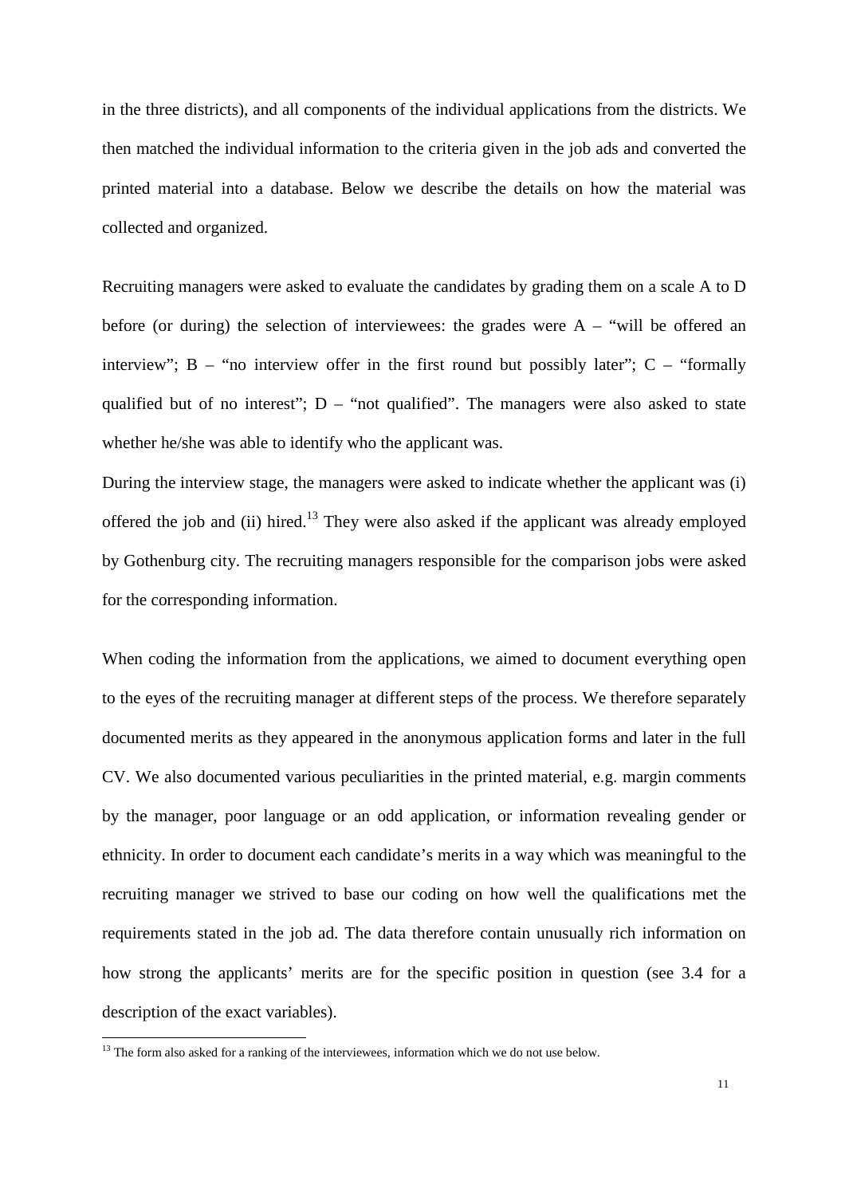in the three districts), and all components of the individual applications from the districts. We then matched the individual information to the criteria given in the job ads and converted the printed material into a database. Below we describe the details on how the material was collected and organized.

Recruiting managers were asked to evaluate the candidates by grading them on a scale A to D before (or during) the selection of interviewees: the grades were A – "will be offered an interview"; B – "no interview offer in the first round but possibly later"; C – "formally qualified but of no interest"; D – "not qualified". The managers were also asked to state whether he/she was able to identify who the applicant was.

During the interview stage, the managers were asked to indicate whether the applicant was (i) offered the job and (ii) hired.[13] They were also asked if the applicant was already employed by Gothenburg city. The recruiting managers responsible for the comparison jobs were asked for the corresponding information.

When coding the information from the applications, we aimed to document everything open to the eyes of the recruiting manager at different steps of the process. We therefore separately documented merits as they appeared in the anonymous application forms and later in the full CV. We also documented various peculiarities in the printed material, e.g. margin comments by the manager, poor language or an odd application, or information revealing gender or ethnicity. In order to document each candidate's merits in a way which was meaningful to the recruiting manager we strived to base our coding on how well the qualifications met the requirements stated in the job ad. The data therefore contain unusually rich information on how strong the applicants' merits are for the specific position in question (see 3.4 for a description of the exact variables).

[13] The form also asked for a ranking of the interviewees, information which we do not use below.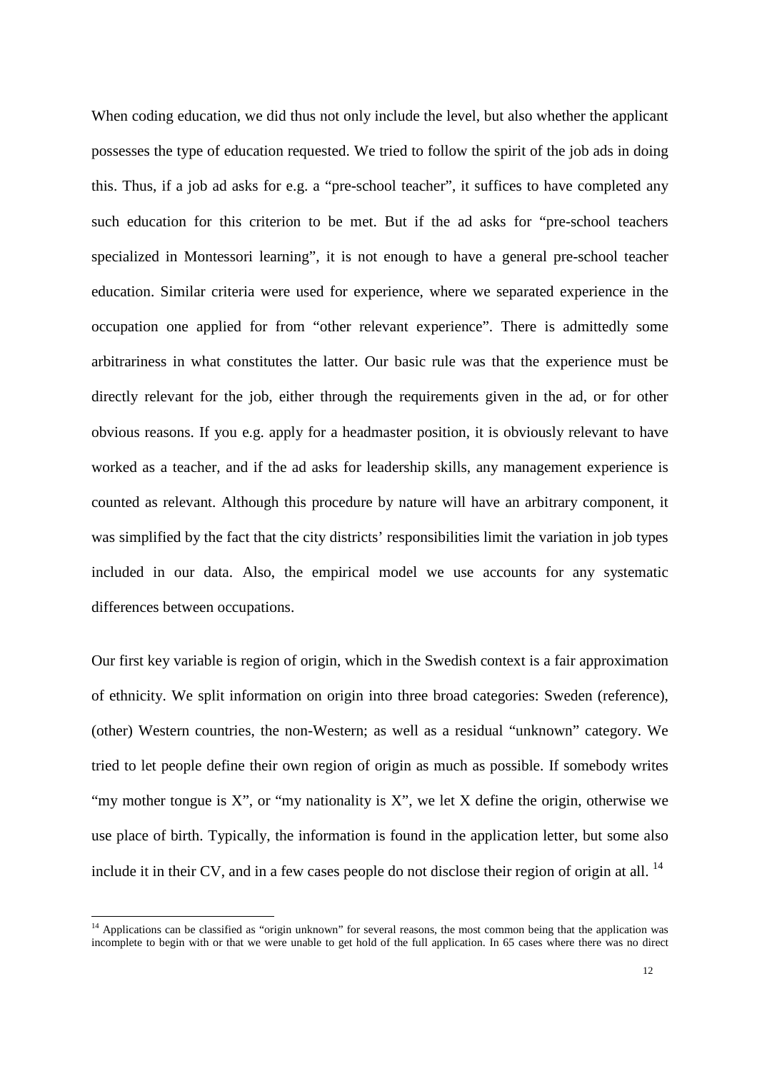When coding education, we did thus not only include the level, but also whether the applicant possesses the type of education requested. We tried to follow the spirit of the job ads in doing this. Thus, if a job ad asks for e.g. a "pre-school teacher", it suffices to have completed any such education for this criterion to be met. But if the ad asks for "pre-school teachers specialized in Montessori learning", it is not enough to have a general pre-school teacher education. Similar criteria were used for experience, where we separated experience in the occupation one applied for from "other relevant experience". There is admittedly some arbitrariness in what constitutes the latter. Our basic rule was that the experience must be directly relevant for the job, either through the requirements given in the ad, or for other obvious reasons. If you e.g. apply for a headmaster position, it is obviously relevant to have worked as a teacher, and if the ad asks for leadership skills, any management experience is counted as relevant. Although this procedure by nature will have an arbitrary component, it was simplified by the fact that the city districts' responsibilities limit the variation in job types included in our data. Also, the empirical model we use accounts for any systematic differences between occupations.

Our first key variable is region of origin, which in the Swedish context is a fair approximation of ethnicity. We split information on origin into three broad categories: Sweden (reference), (other) Western countries, the non-Western; as well as a residual "unknown" category. We tried to let people define their own region of origin as much as possible. If somebody writes "my mother tongue is X", or "my nationality is X", we let X define the origin, otherwise we use place of birth. Typically, the information is found in the application letter, but some also include it in their CV, and in a few cases people do not disclose their region of origin at all. [14]

[14] Applications can be classified as "origin unknown" for several reasons, the most common being that the application was incomplete to begin with or that we were unable to get hold of the full application. In 65 cases where there was no direct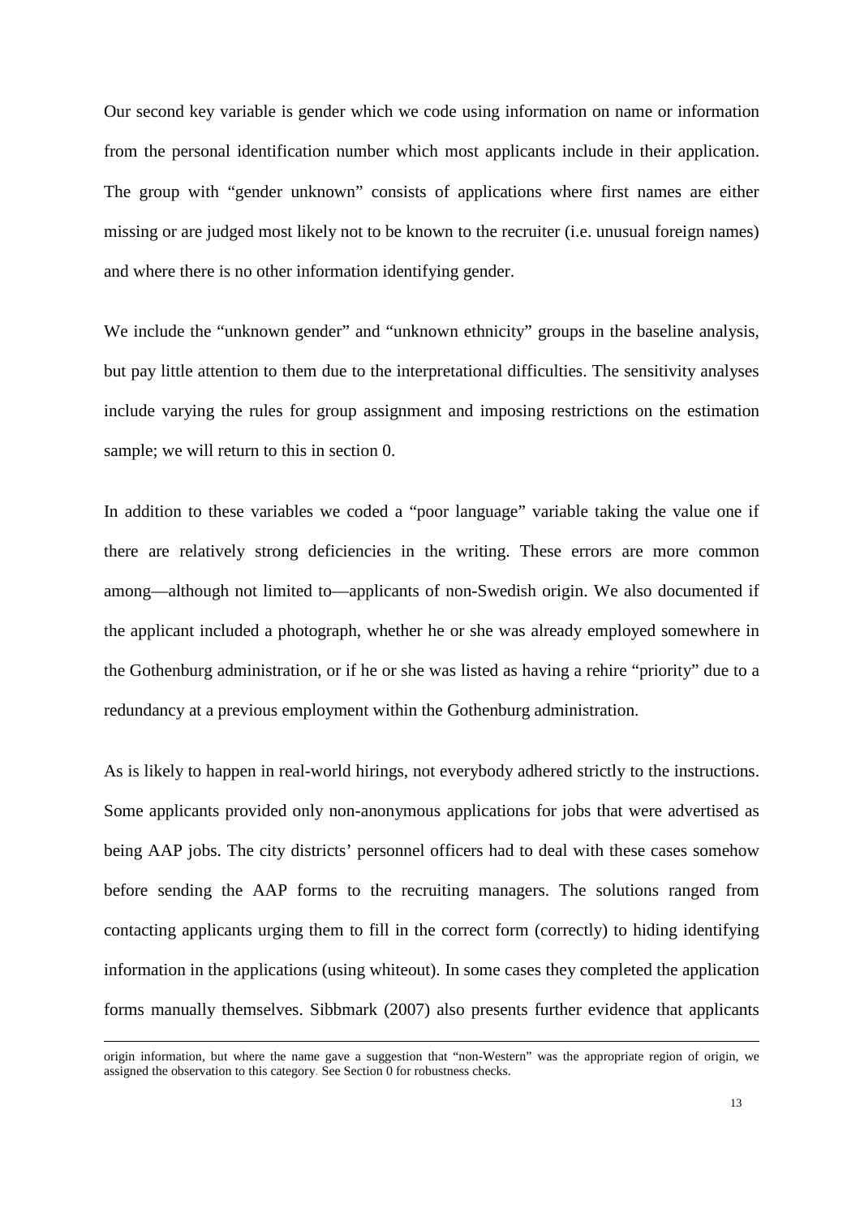Our second key variable is gender which we code using information on name or information from the personal identification number which most applicants include in their application. The group with "gender unknown" consists of applications where first names are either missing or are judged most likely not to be known to the recruiter (i.e. unusual foreign names) and where there is no other information identifying gender.

We include the "unknown gender" and "unknown ethnicity" groups in the baseline analysis, but pay little attention to them due to the interpretational difficulties. The sensitivity analyses include varying the rules for group assignment and imposing restrictions on the estimation sample; we will return to this in section 0.

In addition to these variables we coded a "poor language" variable taking the value one if there are relatively strong deficiencies in the writing. These errors are more common among—although not limited to—applicants of non-Swedish origin. We also documented if the applicant included a photograph, whether he or she was already employed somewhere in the Gothenburg administration, or if he or she was listed as having a rehire "priority" due to a redundancy at a previous employment within the Gothenburg administration.

As is likely to happen in real-world hirings, not everybody adhered strictly to the instructions. Some applicants provided only non-anonymous applications for jobs that were advertised as being AAP jobs. The city districts' personnel officers had to deal with these cases somehow before sending the AAP forms to the recruiting managers. The solutions ranged from contacting applicants urging them to fill in the correct form (correctly) to hiding identifying information in the applications (using whiteout). In some cases they completed the application forms manually themselves. Sibbmark (2007) also presents further evidence that applicants

---

origin information, but where the name gave a suggestion that "non-Western" was the appropriate region of origin, we assigned the observation to this category. See Section 0 for robustness checks.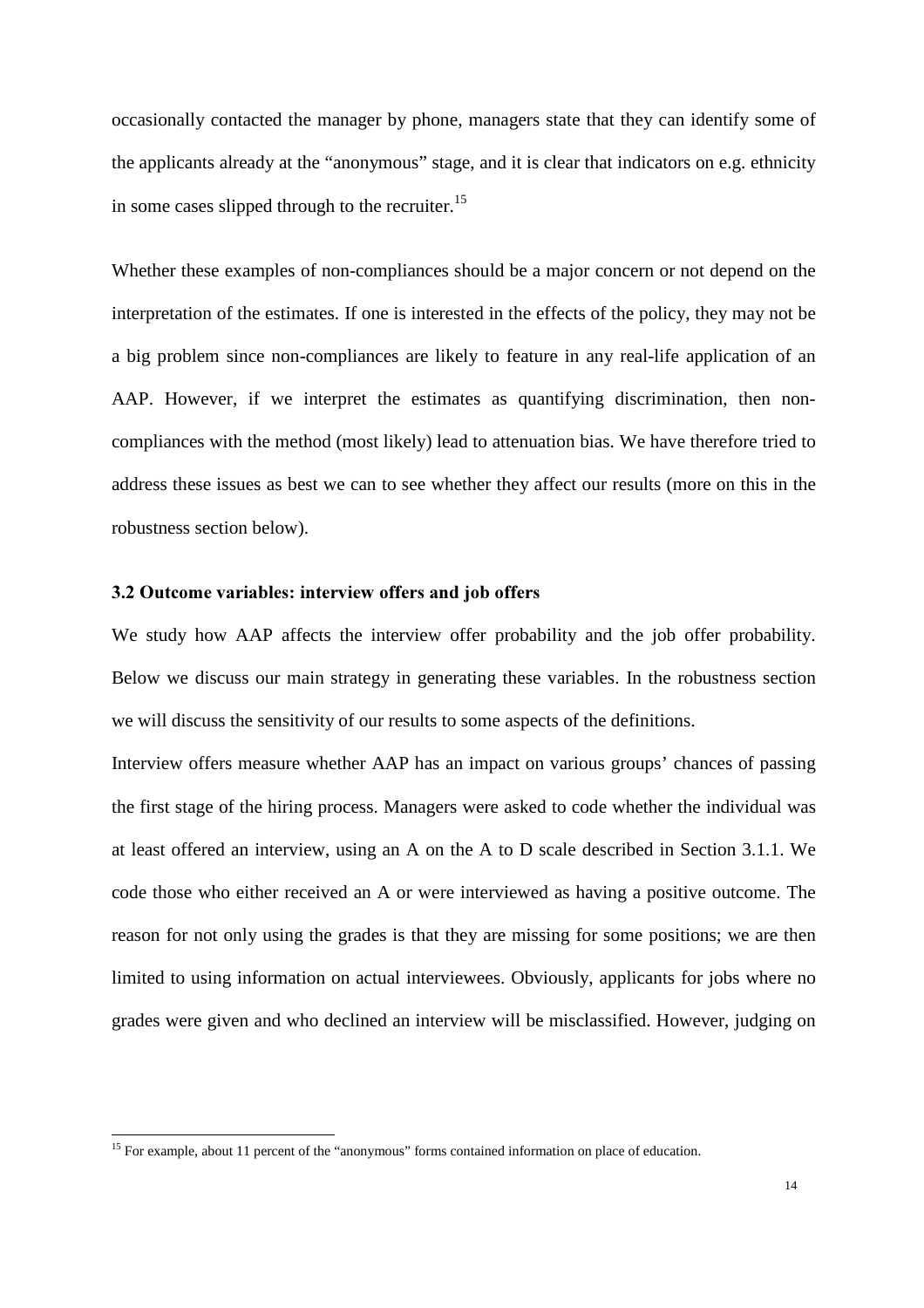occasionally contacted the manager by phone, managers state that they can identify some of the applicants already at the "anonymous" stage, and it is clear that indicators on e.g. ethnicity in some cases slipped through to the recruiter.[15]

Whether these examples of non-compliances should be a major concern or not depend on the interpretation of the estimates. If one is interested in the effects of the policy, they may not be a big problem since non-compliances are likely to feature in any real-life application of an AAP. However, if we interpret the estimates as quantifying discrimination, then non-compliances with the method (most likely) lead to attenuation bias. We have therefore tried to address these issues as best we can to see whether they affect our results (more on this in the robustness section below).

### 3.2 Outcome variables: interview offers and job offers

We study how AAP affects the interview offer probability and the job offer probability. Below we discuss our main strategy in generating these variables. In the robustness section we will discuss the sensitivity of our results to some aspects of the definitions.

Interview offers measure whether AAP has an impact on various groups' chances of passing the first stage of the hiring process. Managers were asked to code whether the individual was at least offered an interview, using an A on the A to D scale described in Section 3.1.1. We code those who either received an A or were interviewed as having a positive outcome. The reason for not only using the grades is that they are missing for some positions; we are then limited to using information on actual interviewees. Obviously, applicants for jobs where no grades were given and who declined an interview will be misclassified. However, judging on

[15] For example, about 11 percent of the "anonymous" forms contained information on place of education.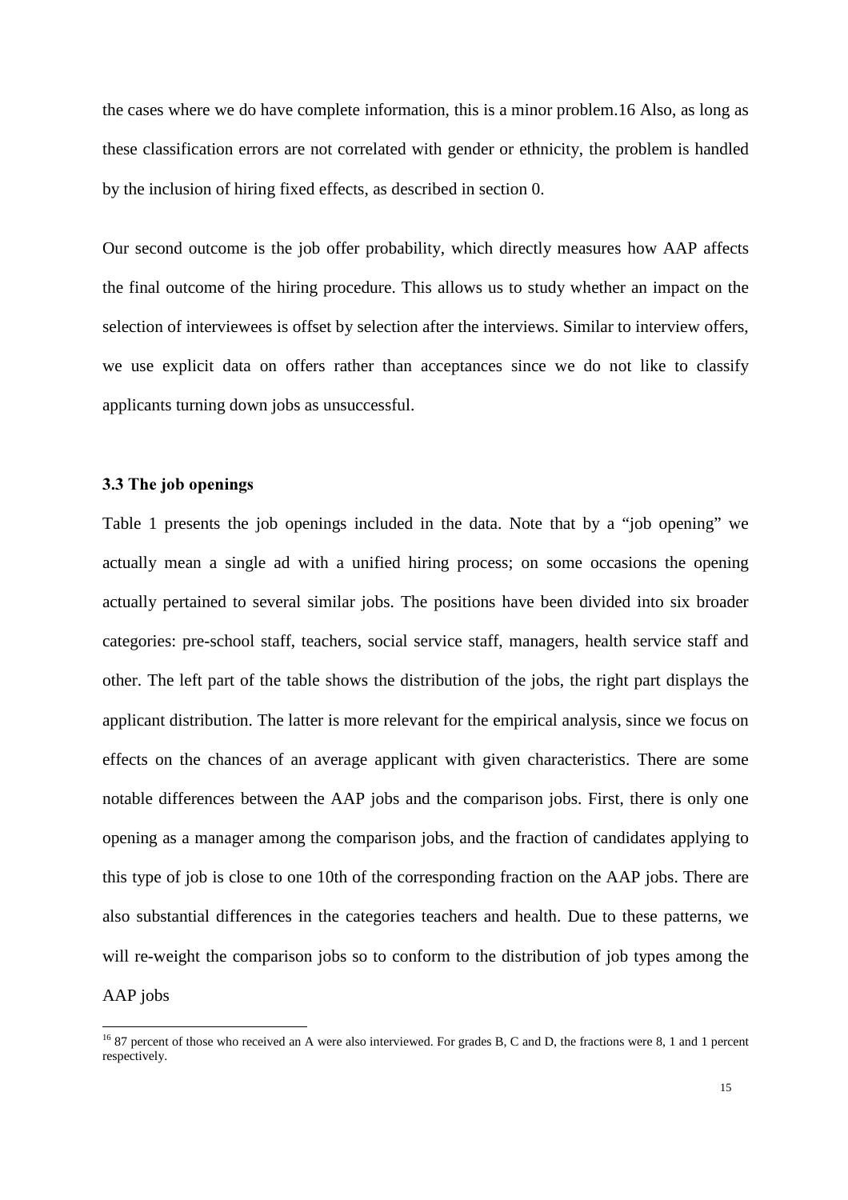the cases where we do have complete information, this is a minor problem.[16] Also, as long as these classification errors are not correlated with gender or ethnicity, the problem is handled by the inclusion of hiring fixed effects, as described in section 0.

Our second outcome is the job offer probability, which directly measures how AAP affects the final outcome of the hiring procedure. This allows us to study whether an impact on the selection of interviewees is offset by selection after the interviews. Similar to interview offers, we use explicit data on offers rather than acceptances since we do not like to classify applicants turning down jobs as unsuccessful.

### 3.3 The job openings

Table 1 presents the job openings included in the data. Note that by a "job opening" we actually mean a single ad with a unified hiring process; on some occasions the opening actually pertained to several similar jobs. The positions have been divided into six broader categories: pre-school staff, teachers, social service staff, managers, health service staff and other. The left part of the table shows the distribution of the jobs, the right part displays the applicant distribution. The latter is more relevant for the empirical analysis, since we focus on effects on the chances of an average applicant with given characteristics. There are some notable differences between the AAP jobs and the comparison jobs. First, there is only one opening as a manager among the comparison jobs, and the fraction of candidates applying to this type of job is close to one 10th of the corresponding fraction on the AAP jobs. There are also substantial differences in the categories teachers and health. Due to these patterns, we will re-weight the comparison jobs so to conform to the distribution of job types among the AAP jobs

[16] 87 percent of those who received an A were also interviewed. For grades B, C and D, the fractions were 8, 1 and 1 percent respectively.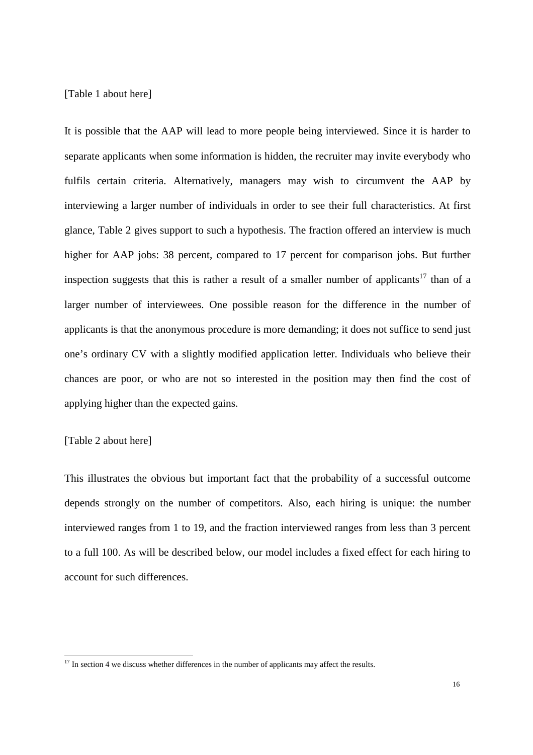[Table 1 about here]

It is possible that the AAP will lead to more people being interviewed. Since it is harder to separate applicants when some information is hidden, the recruiter may invite everybody who fulfils certain criteria. Alternatively, managers may wish to circumvent the AAP by interviewing a larger number of individuals in order to see their full characteristics. At first glance, Table 2 gives support to such a hypothesis. The fraction offered an interview is much higher for AAP jobs: 38 percent, compared to 17 percent for comparison jobs. But further inspection suggests that this is rather a result of a smaller number of applicants[17] than of a larger number of interviewees. One possible reason for the difference in the number of applicants is that the anonymous procedure is more demanding; it does not suffice to send just one's ordinary CV with a slightly modified application letter. Individuals who believe their chances are poor, or who are not so interested in the position may then find the cost of applying higher than the expected gains.

[Table 2 about here]

This illustrates the obvious but important fact that the probability of a successful outcome depends strongly on the number of competitors. Also, each hiring is unique: the number interviewed ranges from 1 to 19, and the fraction interviewed ranges from less than 3 percent to a full 100. As will be described below, our model includes a fixed effect for each hiring to account for such differences.

[17] In section 4 we discuss whether differences in the number of applicants may affect the results.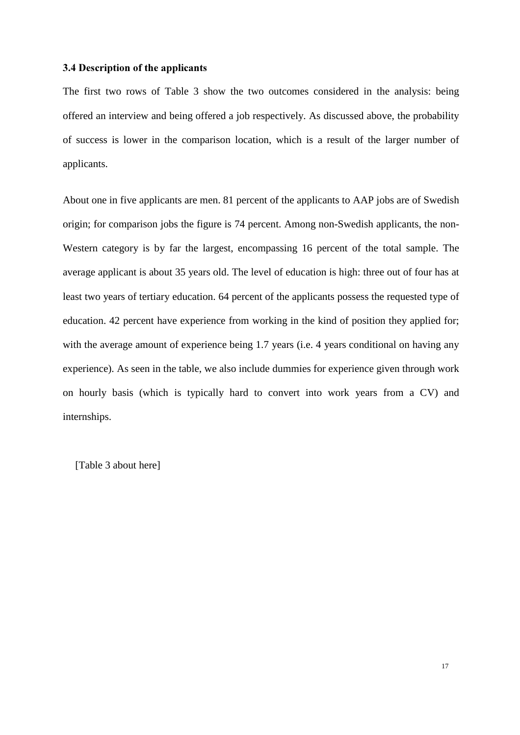### 3.4 Description of the applicants

The first two rows of Table 3 show the two outcomes considered in the analysis: being offered an interview and being offered a job respectively. As discussed above, the probability of success is lower in the comparison location, which is a result of the larger number of applicants.

About one in five applicants are men. 81 percent of the applicants to AAP jobs are of Swedish origin; for comparison jobs the figure is 74 percent. Among non-Swedish applicants, the non-Western category is by far the largest, encompassing 16 percent of the total sample. The average applicant is about 35 years old. The level of education is high: three out of four has at least two years of tertiary education. 64 percent of the applicants possess the requested type of education. 42 percent have experience from working in the kind of position they applied for; with the average amount of experience being 1.7 years (i.e. 4 years conditional on having any experience). As seen in the table, we also include dummies for experience given through work on hourly basis (which is typically hard to convert into work years from a CV) and internships.

[Table 3 about here]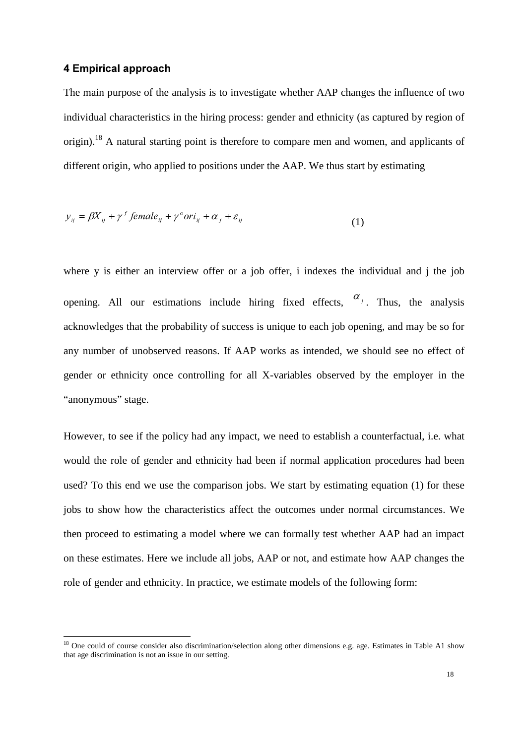## 4 Empirical approach

The main purpose of the analysis is to investigate whether AAP changes the influence of two individual characteristics in the hiring process: gender and ethnicity (as captured by region of origin).[18] A natural starting point is therefore to compare men and women, and applicants of different origin, who applied to positions under the AAP. We thus start by estimating

$$y_{ij} = \beta X_{ij} + \gamma^{f} female_{ij} + \gamma^{o} ori_{ij} + \alpha_{j} + \varepsilon_{ij} \tag{1}$$

where y is either an interview offer or a job offer, i indexes the individual and j the job opening. All our estimations include hiring fixed effects, $\alpha_j$. Thus, the analysis acknowledges that the probability of success is unique to each job opening, and may be so for any number of unobserved reasons. If AAP works as intended, we should see no effect of gender or ethnicity once controlling for all X-variables observed by the employer in the "anonymous" stage.

However, to see if the policy had any impact, we need to establish a counterfactual, i.e. what would the role of gender and ethnicity had been if normal application procedures had been used? To this end we use the comparison jobs. We start by estimating equation (1) for these jobs to show how the characteristics affect the outcomes under normal circumstances. We then proceed to estimating a model where we can formally test whether AAP had an impact on these estimates. Here we include all jobs, AAP or not, and estimate how AAP changes the role of gender and ethnicity. In practice, we estimate models of the following form:

[18] One could of course consider also discrimination/selection along other dimensions e.g. age. Estimates in Table A1 show that age discrimination is not an issue in our setting.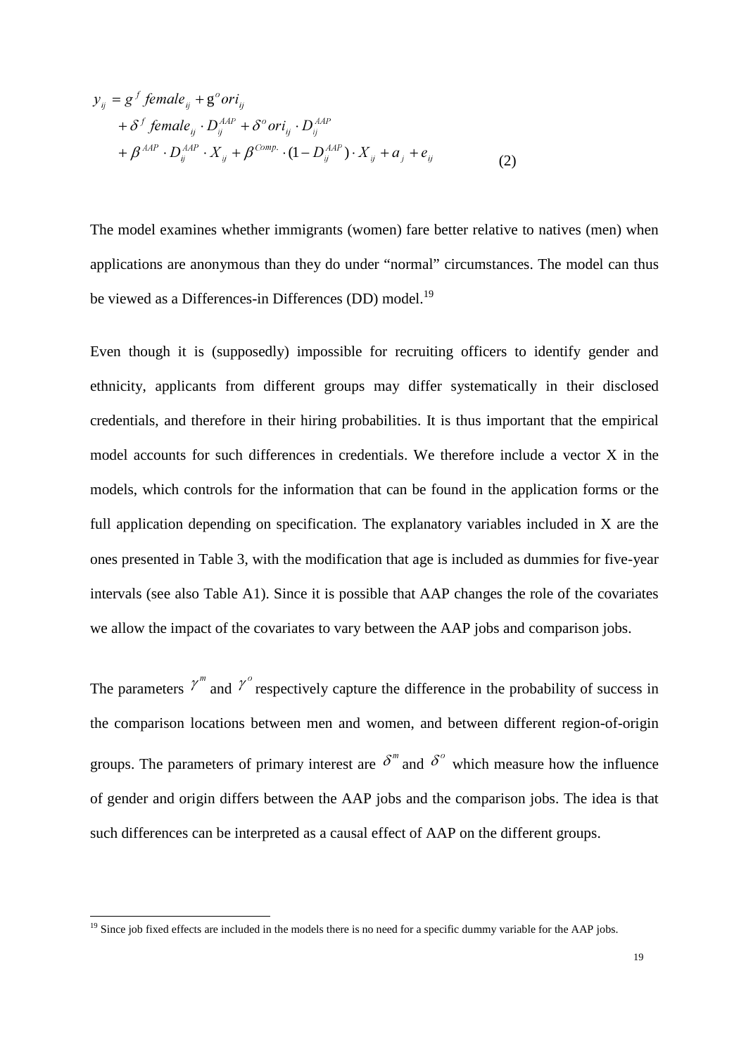$$
\begin{aligned}
y_{ij} &= g^{f}\, female_{ij} + \mathrm{g}^{o} ori_{ij} \\
&\quad + \delta^{f}\, female_{ij} \cdot D_{ij}^{AAP} + \delta^{o} ori_{ij} \cdot D_{ij}^{AAP} \\
&\quad + \beta^{AAP} \cdot D_{ij}^{AAP} \cdot X_{ij} + \beta^{Comp.} \cdot (1 - D_{ij}^{AAP}) \cdot X_{ij} + a_{j} + e_{ij}
\end{aligned} \tag{2}
$$

The model examines whether immigrants (women) fare better relative to natives (men) when applications are anonymous than they do under "normal" circumstances. The model can thus be viewed as a Differences-in Differences (DD) model.[19]

Even though it is (supposedly) impossible for recruiting officers to identify gender and ethnicity, applicants from different groups may differ systematically in their disclosed credentials, and therefore in their hiring probabilities. It is thus important that the empirical model accounts for such differences in credentials. We therefore include a vector X in the models, which controls for the information that can be found in the application forms or the full application depending on specification. The explanatory variables included in X are the ones presented in Table 3, with the modification that age is included as dummies for five-year intervals (see also Table A1). Since it is possible that AAP changes the role of the covariates we allow the impact of the covariates to vary between the AAP jobs and comparison jobs.

The parameters $\gamma^{m}$ and $\gamma^{o}$ respectively capture the difference in the probability of success in the comparison locations between men and women, and between different region-of-origin groups. The parameters of primary interest are $\delta^{m}$ and $\delta^{o}$ which measure how the influence of gender and origin differs between the AAP jobs and the comparison jobs. The idea is that such differences can be interpreted as a causal effect of AAP on the different groups.

[19] Since job fixed effects are included in the models there is no need for a specific dummy variable for the AAP jobs.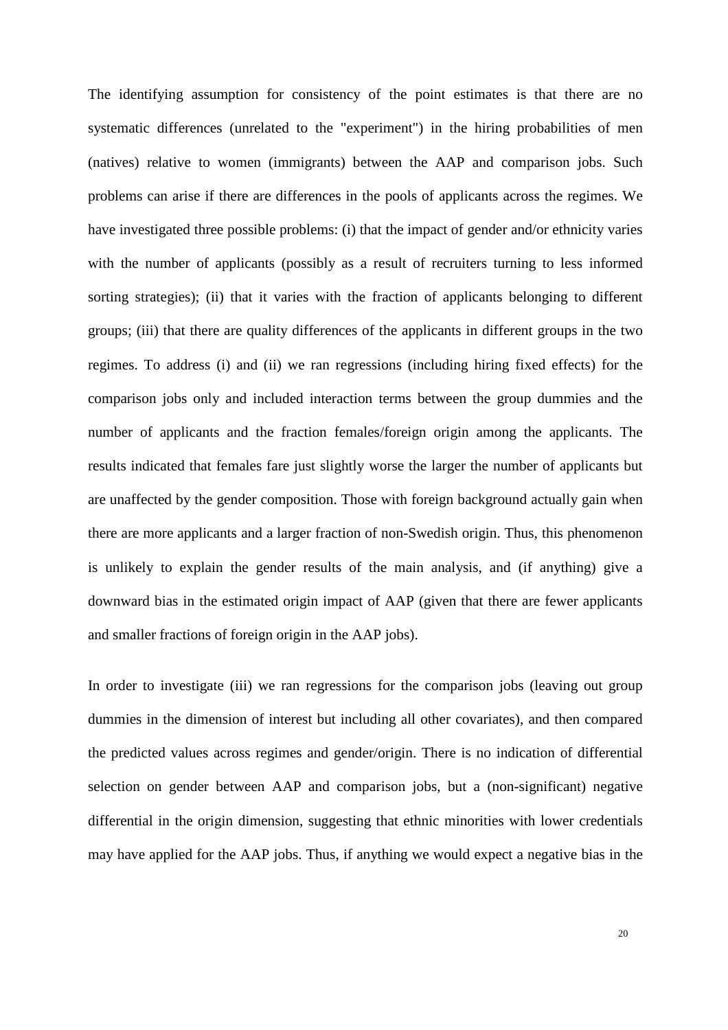The identifying assumption for consistency of the point estimates is that there are no systematic differences (unrelated to the "experiment") in the hiring probabilities of men (natives) relative to women (immigrants) between the AAP and comparison jobs. Such problems can arise if there are differences in the pools of applicants across the regimes. We have investigated three possible problems: (i) that the impact of gender and/or ethnicity varies with the number of applicants (possibly as a result of recruiters turning to less informed sorting strategies); (ii) that it varies with the fraction of applicants belonging to different groups; (iii) that there are quality differences of the applicants in different groups in the two regimes. To address (i) and (ii) we ran regressions (including hiring fixed effects) for the comparison jobs only and included interaction terms between the group dummies and the number of applicants and the fraction females/foreign origin among the applicants. The results indicated that females fare just slightly worse the larger the number of applicants but are unaffected by the gender composition. Those with foreign background actually gain when there are more applicants and a larger fraction of non-Swedish origin. Thus, this phenomenon is unlikely to explain the gender results of the main analysis, and (if anything) give a downward bias in the estimated origin impact of AAP (given that there are fewer applicants and smaller fractions of foreign origin in the AAP jobs).

In order to investigate (iii) we ran regressions for the comparison jobs (leaving out group dummies in the dimension of interest but including all other covariates), and then compared the predicted values across regimes and gender/origin. There is no indication of differential selection on gender between AAP and comparison jobs, but a (non-significant) negative differential in the origin dimension, suggesting that ethnic minorities with lower credentials may have applied for the AAP jobs. Thus, if anything we would expect a negative bias in the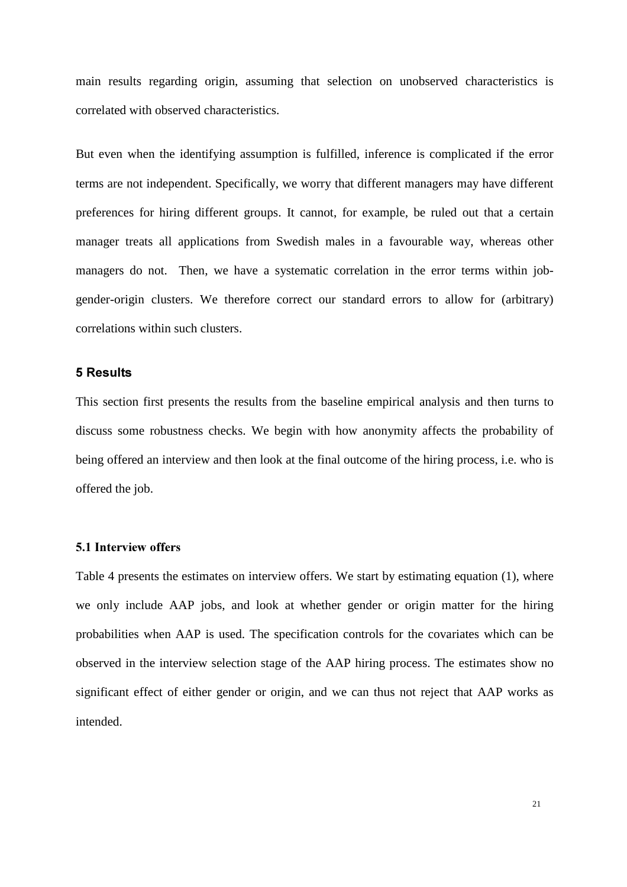main results regarding origin, assuming that selection on unobserved characteristics is correlated with observed characteristics.

But even when the identifying assumption is fulfilled, inference is complicated if the error terms are not independent. Specifically, we worry that different managers may have different preferences for hiring different groups. It cannot, for example, be ruled out that a certain manager treats all applications from Swedish males in a favourable way, whereas other managers do not. Then, we have a systematic correlation in the error terms within job-gender-origin clusters. We therefore correct our standard errors to allow for (arbitrary) correlations within such clusters.

## 5 Results

This section first presents the results from the baseline empirical analysis and then turns to discuss some robustness checks. We begin with how anonymity affects the probability of being offered an interview and then look at the final outcome of the hiring process, i.e. who is offered the job.

### 5.1 Interview offers

Table 4 presents the estimates on interview offers. We start by estimating equation (1), where we only include AAP jobs, and look at whether gender or origin matter for the hiring probabilities when AAP is used. The specification controls for the covariates which can be observed in the interview selection stage of the AAP hiring process. The estimates show no significant effect of either gender or origin, and we can thus not reject that AAP works as intended.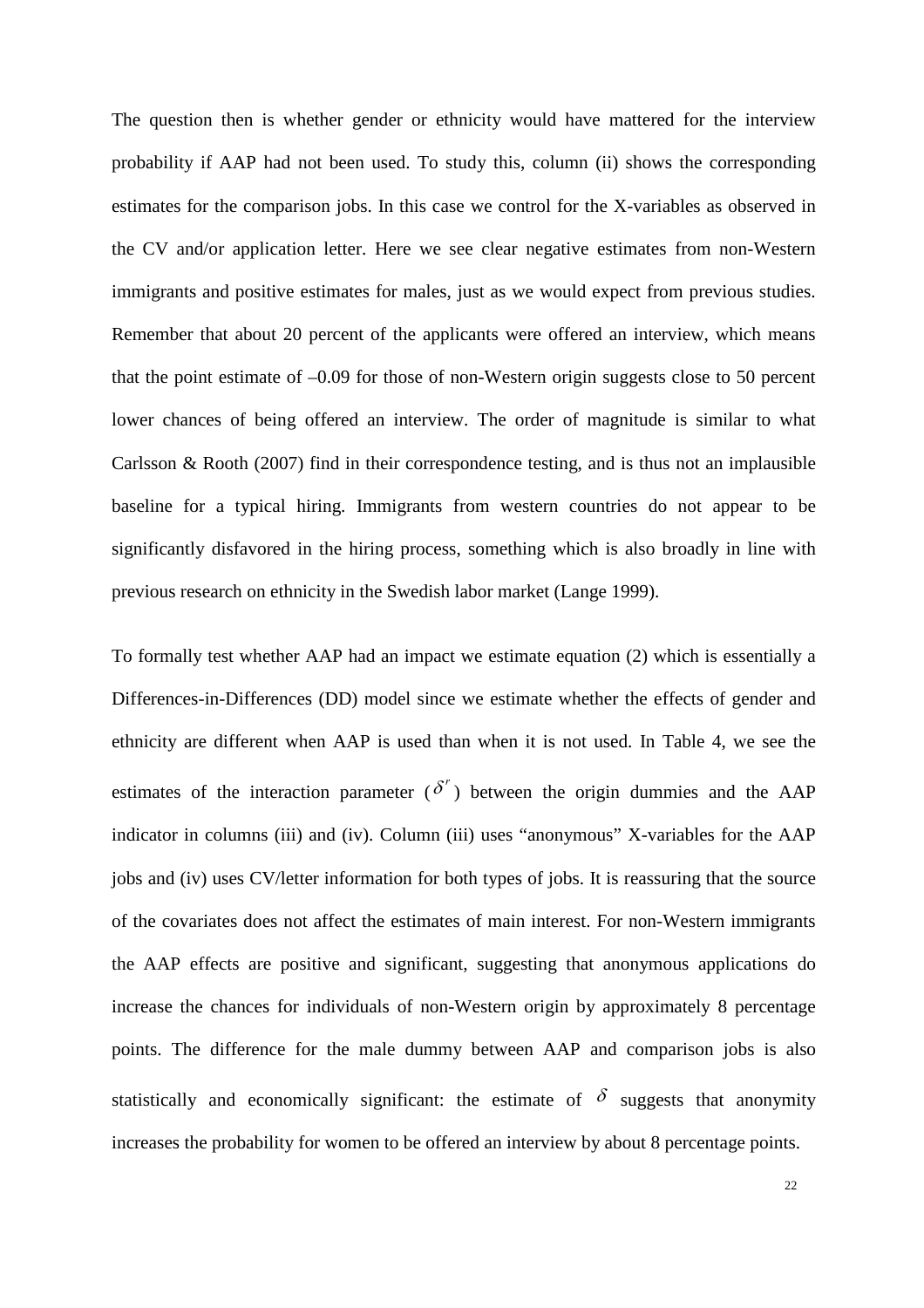The question then is whether gender or ethnicity would have mattered for the interview probability if AAP had not been used. To study this, column (ii) shows the corresponding estimates for the comparison jobs. In this case we control for the X-variables as observed in the CV and/or application letter. Here we see clear negative estimates from non-Western immigrants and positive estimates for males, just as we would expect from previous studies. Remember that about 20 percent of the applicants were offered an interview, which means that the point estimate of –0.09 for those of non-Western origin suggests close to 50 percent lower chances of being offered an interview. The order of magnitude is similar to what Carlsson & Rooth (2007) find in their correspondence testing, and is thus not an implausible baseline for a typical hiring. Immigrants from western countries do not appear to be significantly disfavored in the hiring process, something which is also broadly in line with previous research on ethnicity in the Swedish labor market (Lange 1999).

To formally test whether AAP had an impact we estimate equation (2) which is essentially a Differences-in-Differences (DD) model since we estimate whether the effects of gender and ethnicity are different when AAP is used than when it is not used. In Table 4, we see the estimates of the interaction parameter ($\delta^{r}$) between the origin dummies and the AAP indicator in columns (iii) and (iv). Column (iii) uses "anonymous" X-variables for the AAP jobs and (iv) uses CV/letter information for both types of jobs. It is reassuring that the source of the covariates does not affect the estimates of main interest. For non-Western immigrants the AAP effects are positive and significant, suggesting that anonymous applications do increase the chances for individuals of non-Western origin by approximately 8 percentage points. The difference for the male dummy between AAP and comparison jobs is also statistically and economically significant: the estimate of $\delta$ suggests that anonymity increases the probability for women to be offered an interview by about 8 percentage points.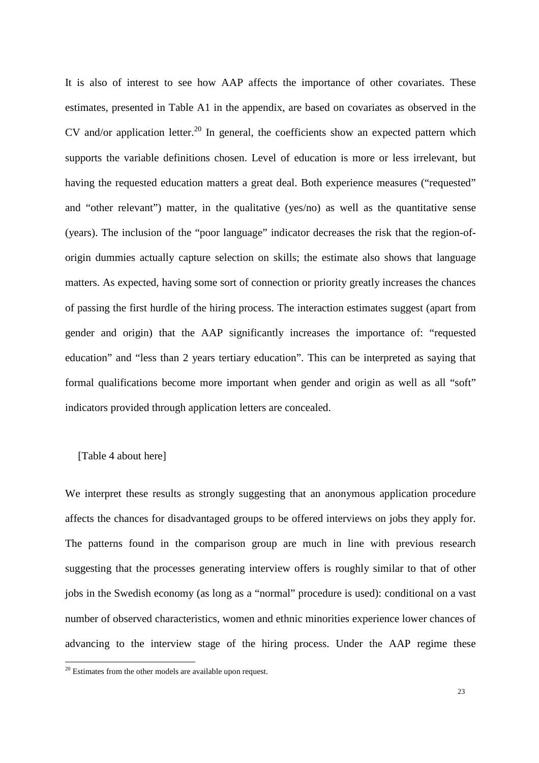It is also of interest to see how AAP affects the importance of other covariates. These estimates, presented in Table A1 in the appendix, are based on covariates as observed in the CV and/or application letter.[20] In general, the coefficients show an expected pattern which supports the variable definitions chosen. Level of education is more or less irrelevant, but having the requested education matters a great deal. Both experience measures ("requested" and "other relevant") matter, in the qualitative (yes/no) as well as the quantitative sense (years). The inclusion of the "poor language" indicator decreases the risk that the region-of-origin dummies actually capture selection on skills; the estimate also shows that language matters. As expected, having some sort of connection or priority greatly increases the chances of passing the first hurdle of the hiring process. The interaction estimates suggest (apart from gender and origin) that the AAP significantly increases the importance of: "requested education" and "less than 2 years tertiary education". This can be interpreted as saying that formal qualifications become more important when gender and origin as well as all "soft" indicators provided through application letters are concealed.

[Table 4 about here]

We interpret these results as strongly suggesting that an anonymous application procedure affects the chances for disadvantaged groups to be offered interviews on jobs they apply for. The patterns found in the comparison group are much in line with previous research suggesting that the processes generating interview offers is roughly similar to that of other jobs in the Swedish economy (as long as a "normal" procedure is used): conditional on a vast number of observed characteristics, women and ethnic minorities experience lower chances of advancing to the interview stage of the hiring process. Under the AAP regime these

[20] Estimates from the other models are available upon request.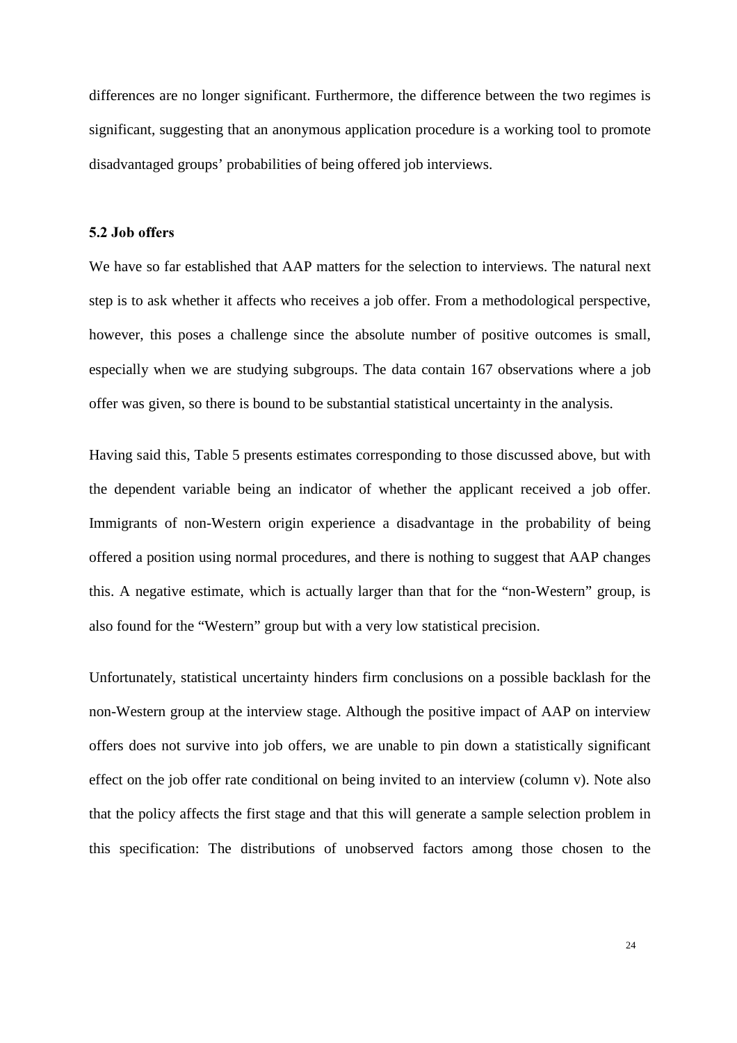differences are no longer significant. Furthermore, the difference between the two regimes is significant, suggesting that an anonymous application procedure is a working tool to promote disadvantaged groups' probabilities of being offered job interviews.

### 5.2 Job offers

We have so far established that AAP matters for the selection to interviews. The natural next step is to ask whether it affects who receives a job offer. From a methodological perspective, however, this poses a challenge since the absolute number of positive outcomes is small, especially when we are studying subgroups. The data contain 167 observations where a job offer was given, so there is bound to be substantial statistical uncertainty in the analysis.

Having said this, Table 5 presents estimates corresponding to those discussed above, but with the dependent variable being an indicator of whether the applicant received a job offer. Immigrants of non-Western origin experience a disadvantage in the probability of being offered a position using normal procedures, and there is nothing to suggest that AAP changes this. A negative estimate, which is actually larger than that for the "non-Western" group, is also found for the "Western" group but with a very low statistical precision.

Unfortunately, statistical uncertainty hinders firm conclusions on a possible backlash for the non-Western group at the interview stage. Although the positive impact of AAP on interview offers does not survive into job offers, we are unable to pin down a statistically significant effect on the job offer rate conditional on being invited to an interview (column v). Note also that the policy affects the first stage and that this will generate a sample selection problem in this specification: The distributions of unobserved factors among those chosen to the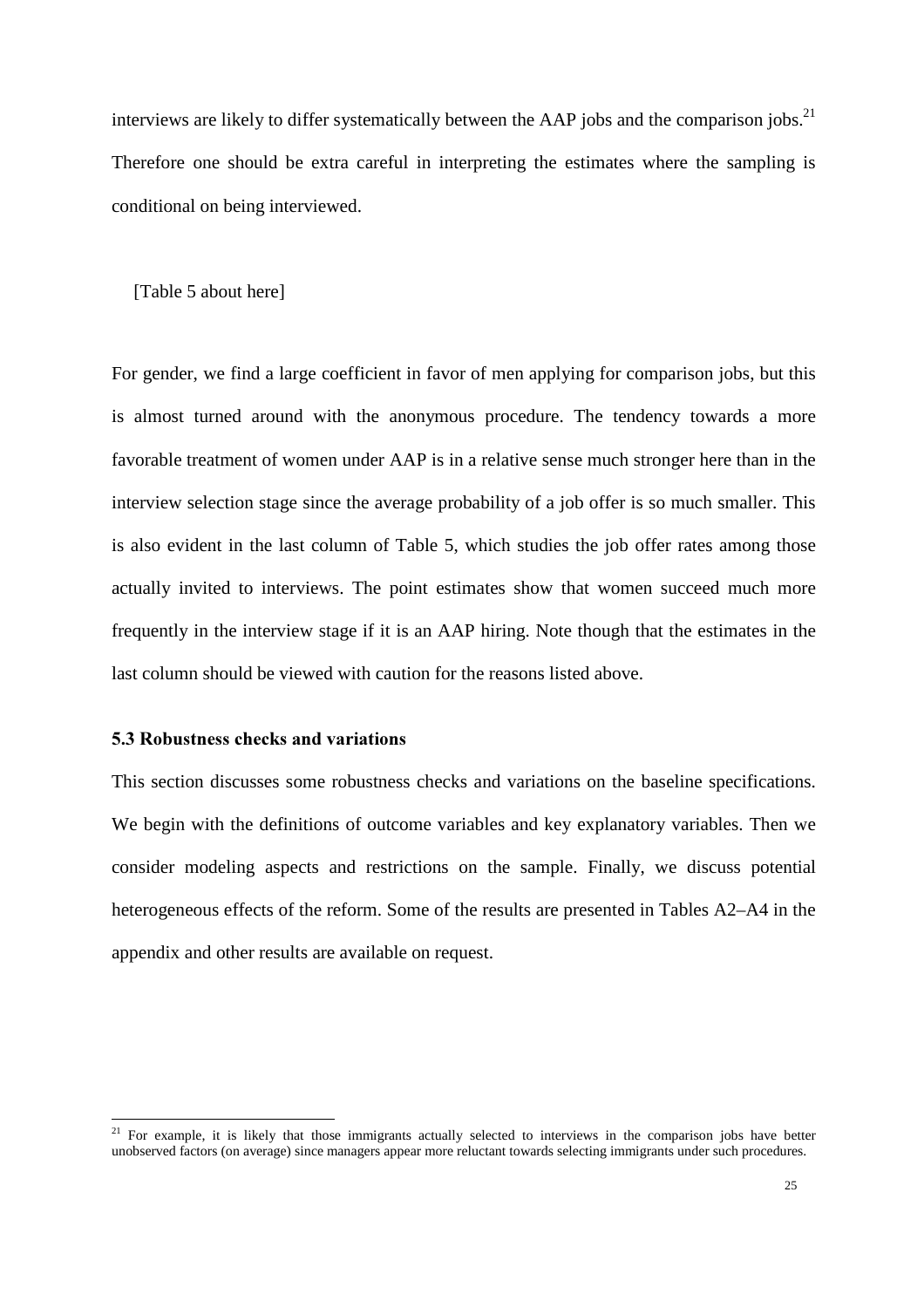interviews are likely to differ systematically between the AAP jobs and the comparison jobs.[21] Therefore one should be extra careful in interpreting the estimates where the sampling is conditional on being interviewed.

[Table 5 about here]

For gender, we find a large coefficient in favor of men applying for comparison jobs, but this is almost turned around with the anonymous procedure. The tendency towards a more favorable treatment of women under AAP is in a relative sense much stronger here than in the interview selection stage since the average probability of a job offer is so much smaller. This is also evident in the last column of Table 5, which studies the job offer rates among those actually invited to interviews. The point estimates show that women succeed much more frequently in the interview stage if it is an AAP hiring. Note though that the estimates in the last column should be viewed with caution for the reasons listed above.

### 5.3 Robustness checks and variations

This section discusses some robustness checks and variations on the baseline specifications. We begin with the definitions of outcome variables and key explanatory variables. Then we consider modeling aspects and restrictions on the sample. Finally, we discuss potential heterogeneous effects of the reform. Some of the results are presented in Tables A2–A4 in the appendix and other results are available on request.

[21] For example, it is likely that those immigrants actually selected to interviews in the comparison jobs have better unobserved factors (on average) since managers appear more reluctant towards selecting immigrants under such procedures.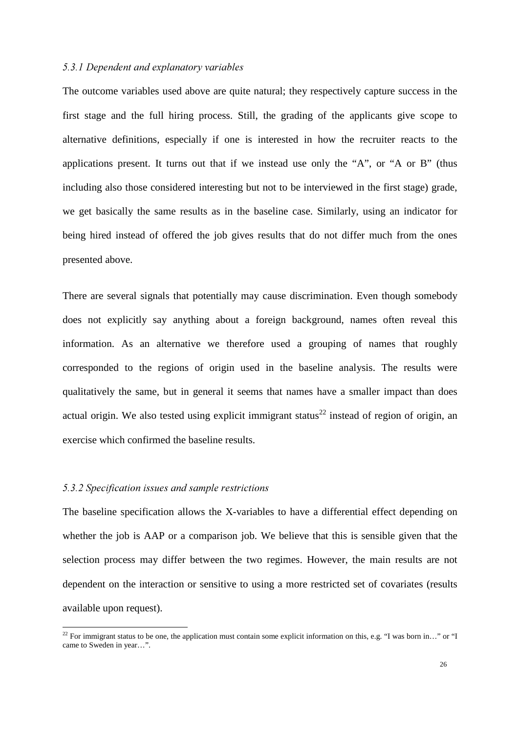#### *5.3.1 Dependent and explanatory variables*

The outcome variables used above are quite natural; they respectively capture success in the first stage and the full hiring process. Still, the grading of the applicants give scope to alternative definitions, especially if one is interested in how the recruiter reacts to the applications present. It turns out that if we instead use only the "A", or "A or B" (thus including also those considered interesting but not to be interviewed in the first stage) grade, we get basically the same results as in the baseline case. Similarly, using an indicator for being hired instead of offered the job gives results that do not differ much from the ones presented above.

There are several signals that potentially may cause discrimination. Even though somebody does not explicitly say anything about a foreign background, names often reveal this information. As an alternative we therefore used a grouping of names that roughly corresponded to the regions of origin used in the baseline analysis. The results were qualitatively the same, but in general it seems that names have a smaller impact than does actual origin. We also tested using explicit immigrant status[22] instead of region of origin, an exercise which confirmed the baseline results.

#### *5.3.2 Specification issues and sample restrictions*

The baseline specification allows the X-variables to have a differential effect depending on whether the job is AAP or a comparison job. We believe that this is sensible given that the selection process may differ between the two regimes. However, the main results are not dependent on the interaction or sensitive to using a more restricted set of covariates (results available upon request).

[22] For immigrant status to be one, the application must contain some explicit information on this, e.g. "I was born in…" or "I came to Sweden in year…".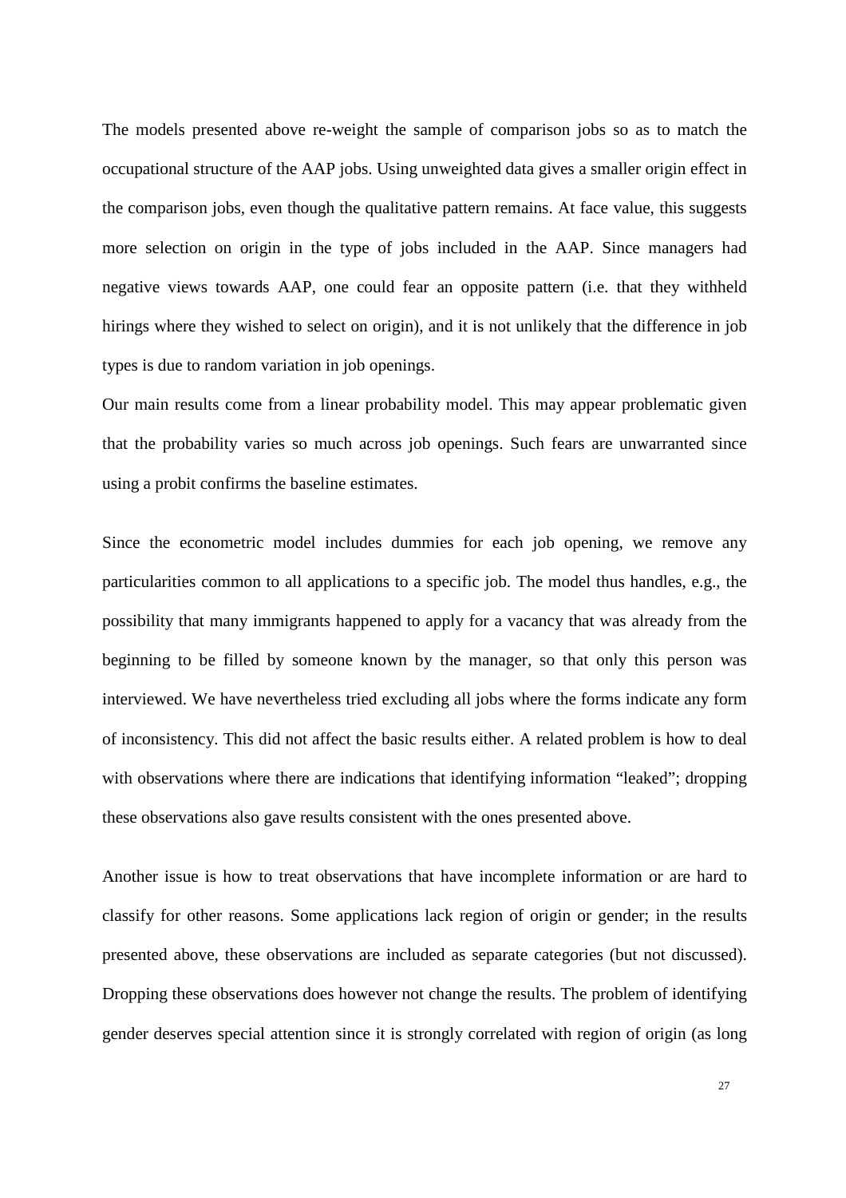The models presented above re-weight the sample of comparison jobs so as to match the occupational structure of the AAP jobs. Using unweighted data gives a smaller origin effect in the comparison jobs, even though the qualitative pattern remains. At face value, this suggests more selection on origin in the type of jobs included in the AAP. Since managers had negative views towards AAP, one could fear an opposite pattern (i.e. that they withheld hirings where they wished to select on origin), and it is not unlikely that the difference in job types is due to random variation in job openings.

Our main results come from a linear probability model. This may appear problematic given that the probability varies so much across job openings. Such fears are unwarranted since using a probit confirms the baseline estimates.

Since the econometric model includes dummies for each job opening, we remove any particularities common to all applications to a specific job. The model thus handles, e.g., the possibility that many immigrants happened to apply for a vacancy that was already from the beginning to be filled by someone known by the manager, so that only this person was interviewed. We have nevertheless tried excluding all jobs where the forms indicate any form of inconsistency. This did not affect the basic results either. A related problem is how to deal with observations where there are indications that identifying information "leaked"; dropping these observations also gave results consistent with the ones presented above.

Another issue is how to treat observations that have incomplete information or are hard to classify for other reasons. Some applications lack region of origin or gender; in the results presented above, these observations are included as separate categories (but not discussed). Dropping these observations does however not change the results. The problem of identifying gender deserves special attention since it is strongly correlated with region of origin (as long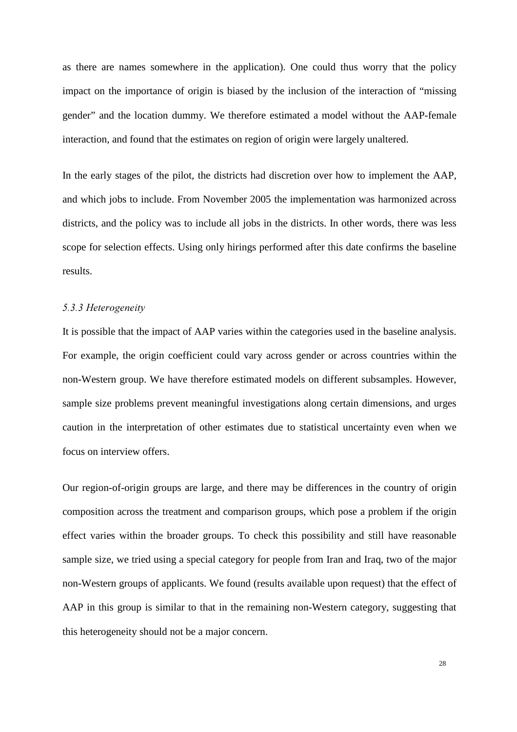as there are names somewhere in the application). One could thus worry that the policy impact on the importance of origin is biased by the inclusion of the interaction of "missing gender" and the location dummy. We therefore estimated a model without the AAP-female interaction, and found that the estimates on region of origin were largely unaltered.

In the early stages of the pilot, the districts had discretion over how to implement the AAP, and which jobs to include. From November 2005 the implementation was harmonized across districts, and the policy was to include all jobs in the districts. In other words, there was less scope for selection effects. Using only hirings performed after this date confirms the baseline results.

### *5.3.3 Heterogeneity*

It is possible that the impact of AAP varies within the categories used in the baseline analysis. For example, the origin coefficient could vary across gender or across countries within the non-Western group. We have therefore estimated models on different subsamples. However, sample size problems prevent meaningful investigations along certain dimensions, and urges caution in the interpretation of other estimates due to statistical uncertainty even when we focus on interview offers.

Our region-of-origin groups are large, and there may be differences in the country of origin composition across the treatment and comparison groups, which pose a problem if the origin effect varies within the broader groups. To check this possibility and still have reasonable sample size, we tried using a special category for people from Iran and Iraq, two of the major non-Western groups of applicants. We found (results available upon request) that the effect of AAP in this group is similar to that in the remaining non-Western category, suggesting that this heterogeneity should not be a major concern.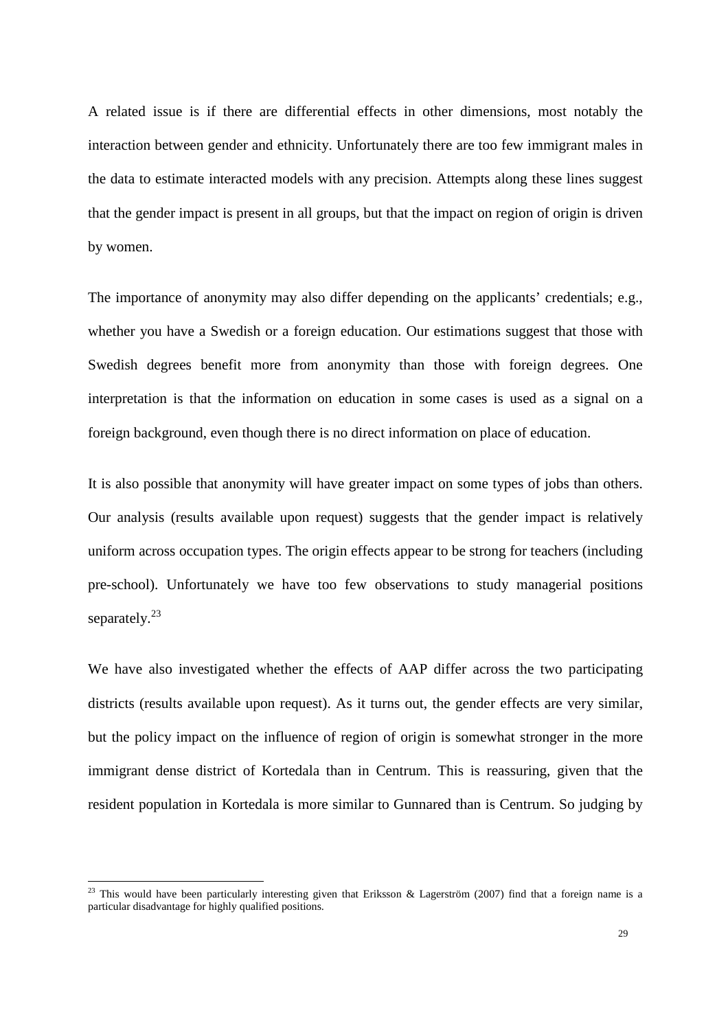A related issue is if there are differential effects in other dimensions, most notably the interaction between gender and ethnicity. Unfortunately there are too few immigrant males in the data to estimate interacted models with any precision. Attempts along these lines suggest that the gender impact is present in all groups, but that the impact on region of origin is driven by women.

The importance of anonymity may also differ depending on the applicants' credentials; e.g., whether you have a Swedish or a foreign education. Our estimations suggest that those with Swedish degrees benefit more from anonymity than those with foreign degrees. One interpretation is that the information on education in some cases is used as a signal on a foreign background, even though there is no direct information on place of education.

It is also possible that anonymity will have greater impact on some types of jobs than others. Our analysis (results available upon request) suggests that the gender impact is relatively uniform across occupation types. The origin effects appear to be strong for teachers (including pre-school). Unfortunately we have too few observations to study managerial positions separately.[23]

We have also investigated whether the effects of AAP differ across the two participating districts (results available upon request). As it turns out, the gender effects are very similar, but the policy impact on the influence of region of origin is somewhat stronger in the more immigrant dense district of Kortedala than in Centrum. This is reassuring, given that the resident population in Kortedala is more similar to Gunnared than is Centrum. So judging by

---

[23] This would have been particularly interesting given that Eriksson & Lagerström (2007) find that a foreign name is a particular disadvantage for highly qualified positions.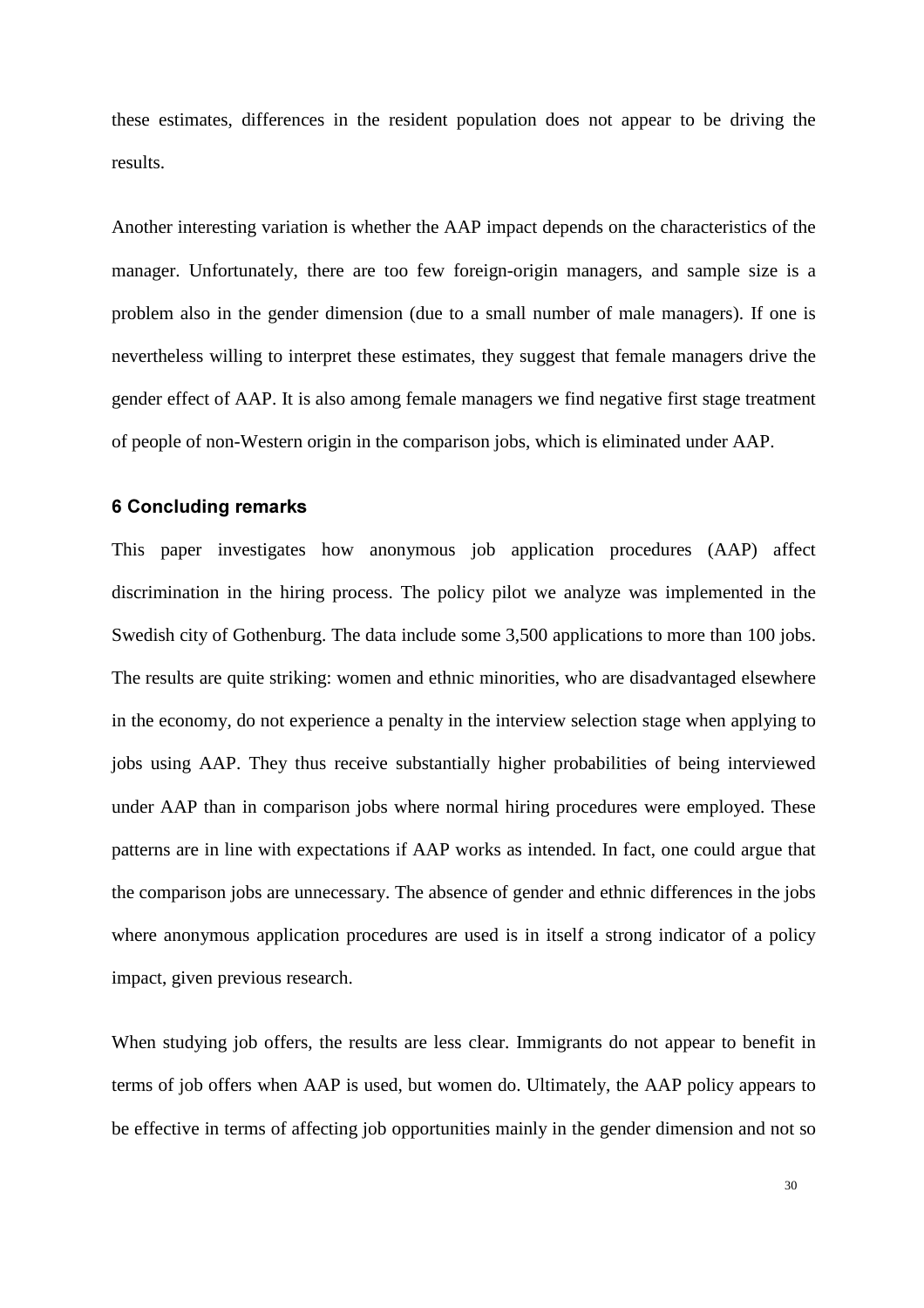these estimates, differences in the resident population does not appear to be driving the results.

Another interesting variation is whether the AAP impact depends on the characteristics of the manager. Unfortunately, there are too few foreign-origin managers, and sample size is a problem also in the gender dimension (due to a small number of male managers). If one is nevertheless willing to interpret these estimates, they suggest that female managers drive the gender effect of AAP. It is also among female managers we find negative first stage treatment of people of non-Western origin in the comparison jobs, which is eliminated under AAP.

## 6 Concluding remarks

This paper investigates how anonymous job application procedures (AAP) affect discrimination in the hiring process. The policy pilot we analyze was implemented in the Swedish city of Gothenburg. The data include some 3,500 applications to more than 100 jobs. The results are quite striking: women and ethnic minorities, who are disadvantaged elsewhere in the economy, do not experience a penalty in the interview selection stage when applying to jobs using AAP. They thus receive substantially higher probabilities of being interviewed under AAP than in comparison jobs where normal hiring procedures were employed. These patterns are in line with expectations if AAP works as intended. In fact, one could argue that the comparison jobs are unnecessary. The absence of gender and ethnic differences in the jobs where anonymous application procedures are used is in itself a strong indicator of a policy impact, given previous research.

When studying job offers, the results are less clear. Immigrants do not appear to benefit in terms of job offers when AAP is used, but women do. Ultimately, the AAP policy appears to be effective in terms of affecting job opportunities mainly in the gender dimension and not so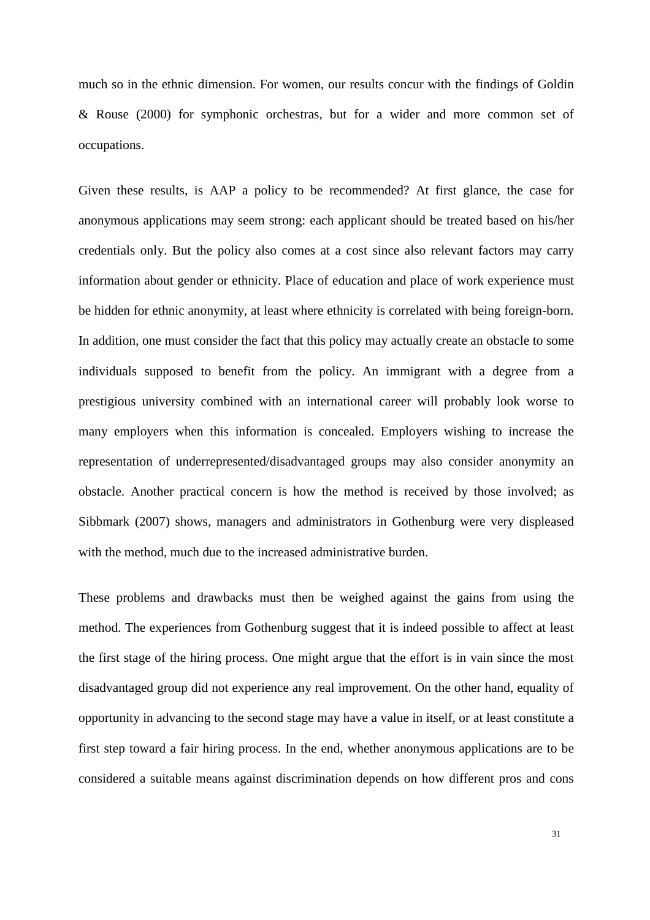much so in the ethnic dimension. For women, our results concur with the findings of Goldin & Rouse (2000) for symphonic orchestras, but for a wider and more common set of occupations.

Given these results, is AAP a policy to be recommended? At first glance, the case for anonymous applications may seem strong: each applicant should be treated based on his/her credentials only. But the policy also comes at a cost since also relevant factors may carry information about gender or ethnicity. Place of education and place of work experience must be hidden for ethnic anonymity, at least where ethnicity is correlated with being foreign-born. In addition, one must consider the fact that this policy may actually create an obstacle to some individuals supposed to benefit from the policy. An immigrant with a degree from a prestigious university combined with an international career will probably look worse to many employers when this information is concealed. Employers wishing to increase the representation of underrepresented/disadvantaged groups may also consider anonymity an obstacle. Another practical concern is how the method is received by those involved; as Sibbmark (2007) shows, managers and administrators in Gothenburg were very displeased with the method, much due to the increased administrative burden.

These problems and drawbacks must then be weighed against the gains from using the method. The experiences from Gothenburg suggest that it is indeed possible to affect at least the first stage of the hiring process. One might argue that the effort is in vain since the most disadvantaged group did not experience any real improvement. On the other hand, equality of opportunity in advancing to the second stage may have a value in itself, or at least constitute a first step toward a fair hiring process. In the end, whether anonymous applications are to be considered a suitable means against discrimination depends on how different pros and cons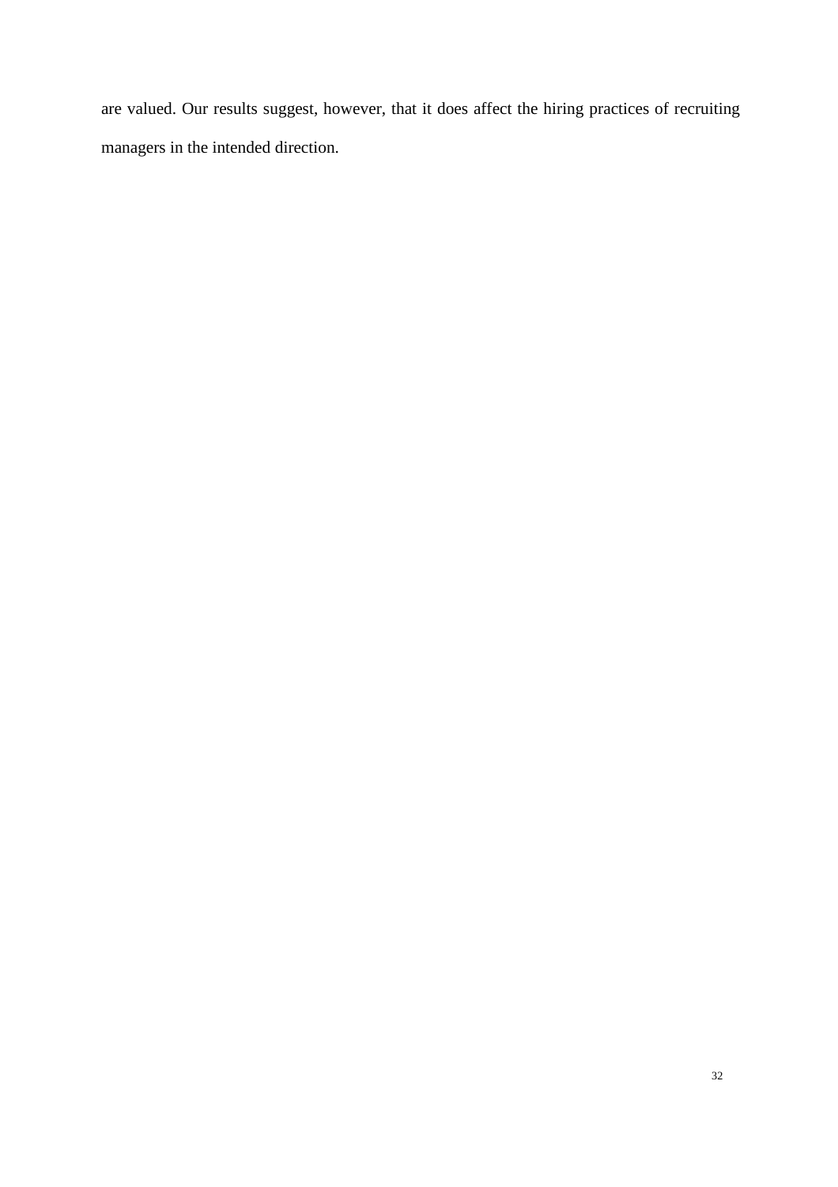are valued. Our results suggest, however, that it does affect the hiring practices of recruiting managers in the intended direction.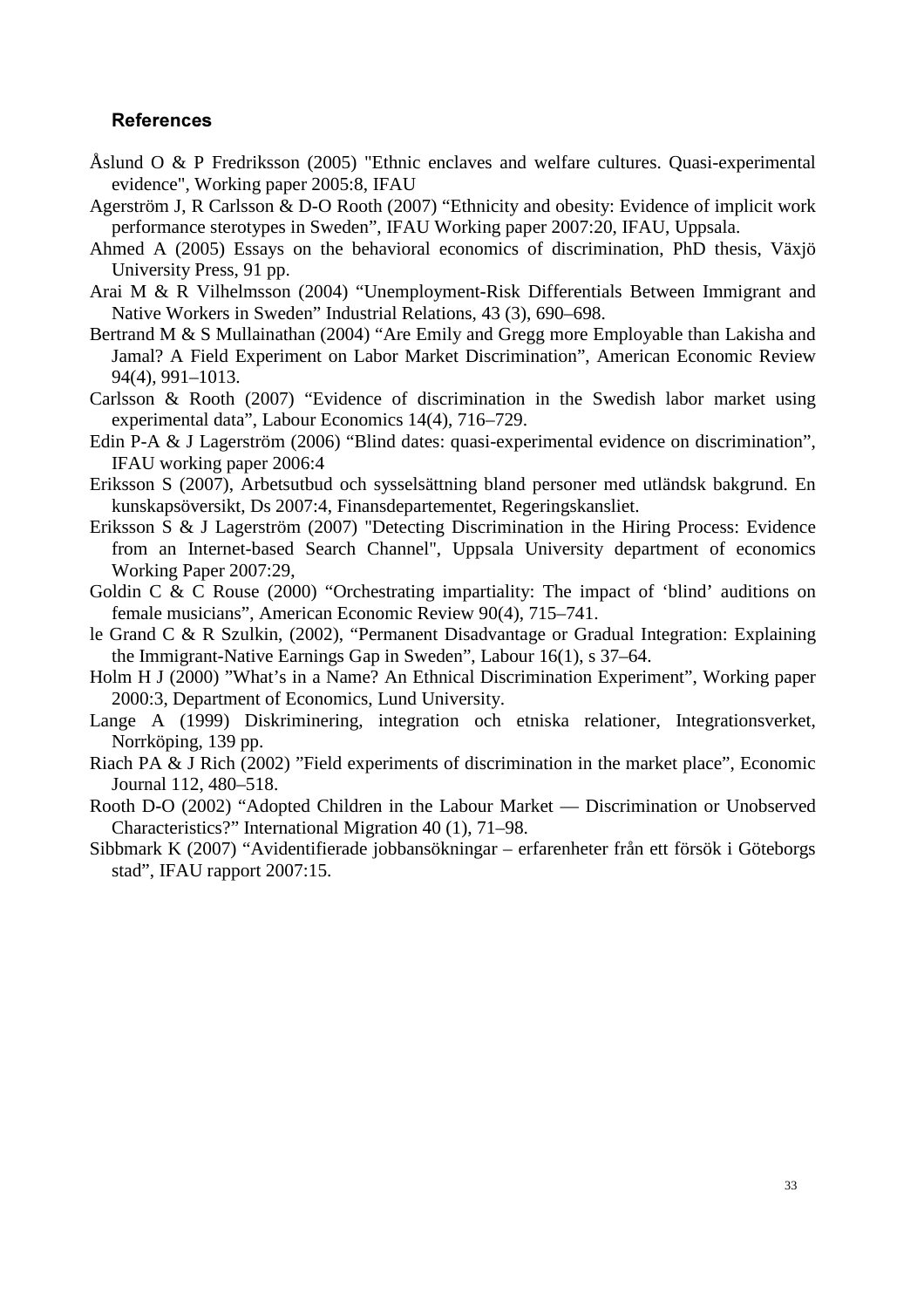## References

Åslund O & P Fredriksson (2005) "Ethnic enclaves and welfare cultures. Quasi-experimental evidence", Working paper 2005:8, IFAU

Agerström J, R Carlsson & D-O Rooth (2007) "Ethnicity and obesity: Evidence of implicit work performance sterotypes in Sweden", IFAU Working paper 2007:20, IFAU, Uppsala.

Ahmed A (2005) Essays on the behavioral economics of discrimination, PhD thesis, Växjö University Press, 91 pp.

Arai M & R Vilhelmsson (2004) "Unemployment-Risk Differentials Between Immigrant and Native Workers in Sweden" Industrial Relations, 43 (3), 690–698.

Bertrand M & S Mullainathan (2004) "Are Emily and Gregg more Employable than Lakisha and Jamal? A Field Experiment on Labor Market Discrimination", American Economic Review 94(4), 991–1013.

Carlsson & Rooth (2007) "Evidence of discrimination in the Swedish labor market using experimental data", Labour Economics 14(4), 716–729.

Edin P-A & J Lagerström (2006) "Blind dates: quasi-experimental evidence on discrimination", IFAU working paper 2006:4

Eriksson S (2007), Arbetsutbud och sysselsättning bland personer med utländsk bakgrund. En kunskapsöversikt, Ds 2007:4, Finansdepartementet, Regeringskansliet.

Eriksson S & J Lagerström (2007) "Detecting Discrimination in the Hiring Process: Evidence from an Internet-based Search Channel", Uppsala University department of economics Working Paper 2007:29,

Goldin C & C Rouse (2000) "Orchestrating impartiality: The impact of 'blind' auditions on female musicians", American Economic Review 90(4), 715–741.

le Grand C & R Szulkin, (2002), "Permanent Disadvantage or Gradual Integration: Explaining the Immigrant-Native Earnings Gap in Sweden", Labour 16(1), s 37–64.

Holm H J (2000) "What's in a Name? An Ethnical Discrimination Experiment", Working paper 2000:3, Department of Economics, Lund University.

Lange A (1999) Diskriminering, integration och etniska relationer, Integrationsverket, Norrköping, 139 pp.

Riach PA & J Rich (2002) "Field experiments of discrimination in the market place", Economic Journal 112, 480–518.

Rooth D-O (2002) "Adopted Children in the Labour Market — Discrimination or Unobserved Characteristics?" International Migration 40 (1), 71–98.

Sibbmark K (2007) "Avidentifierade jobbansökningar – erfarenheter från ett försök i Göteborgs stad", IFAU rapport 2007:15.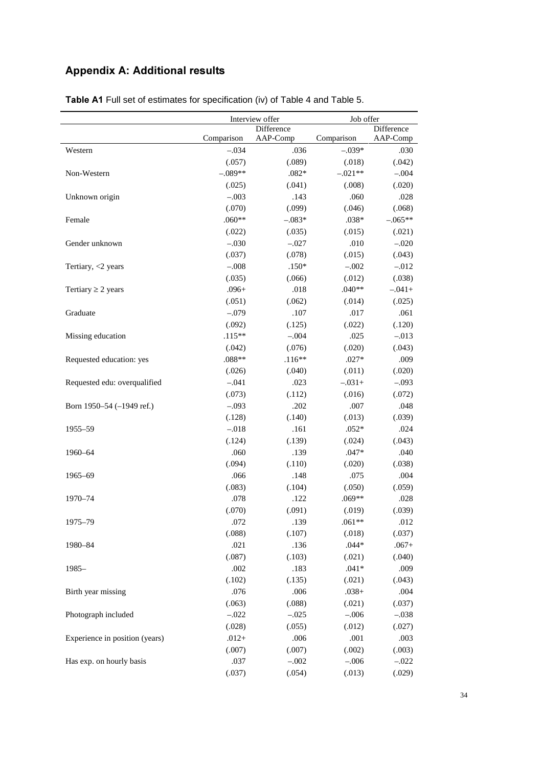## Appendix A: Additional results

**Table A1** Full set of estimates for specification (iv) of Table 4 and Table 5.

| | Interview offer | | Job offer | |
|---|---|---|---|---|
| | Comparison | Difference AAP-Comp | Comparison | Difference AAP-Comp |
| Western | –.034 | .036 | –.039* | .030 |
| | (.057) | (.089) | (.018) | (.042) |
| Non-Western | –.089** | .082* | –.021** | –.004 |
| | (.025) | (.041) | (.008) | (.020) |
| Unknown origin | –.003 | .143 | .060 | .028 |
| | (.070) | (.099) | (.046) | (.068) |
| Female | .060** | –.083* | .038* | –.065** |
| | (.022) | (.035) | (.015) | (.021) |
| Gender unknown | –.030 | –.027 | .010 | –.020 |
| | (.037) | (.078) | (.015) | (.043) |
| Tertiary, <2 years | –.008 | .150* | –.002 | –.012 |
| | (.035) | (.066) | (.012) | (.038) |
| Tertiary ≥ 2 years | .096+ | .018 | .040** | –.041+ |
| | (.051) | (.062) | (.014) | (.025) |
| Graduate | –.079 | .107 | .017 | .061 |
| | (.092) | (.125) | (.022) | (.120) |
| Missing education | .115** | –.004 | .025 | –.013 |
| | (.042) | (.076) | (.020) | (.043) |
| Requested education: yes | .088** | .116** | .027* | .009 |
| | (.026) | (.040) | (.011) | (.020) |
| Requested edu: overqualified | –.041 | .023 | –.031+ | –.093 |
| | (.073) | (.112) | (.016) | (.072) |
| Born 1950–54 (–1949 ref.) | –.093 | .202 | .007 | .048 |
| | (.128) | (.140) | (.013) | (.039) |
| 1955–59 | –.018 | .161 | .052* | .024 |
| | (.124) | (.139) | (.024) | (.043) |
| 1960–64 | .060 | .139 | .047* | .040 |
| | (.094) | (.110) | (.020) | (.038) |
| 1965–69 | .066 | .148 | .075 | .004 |
| | (.083) | (.104) | (.050) | (.059) |
| 1970–74 | .078 | .122 | .069** | .028 |
| | (.070) | (.091) | (.019) | (.039) |
| 1975–79 | .072 | .139 | .061** | .012 |
| | (.088) | (.107) | (.018) | (.037) |
| 1980–84 | .021 | .136 | .044* | .067+ |
| | (.087) | (.103) | (.021) | (.040) |
| 1985– | .002 | .183 | .041* | .009 |
| | (.102) | (.135) | (.021) | (.043) |
| Birth year missing | .076 | .006 | .038+ | .004 |
| | (.063) | (.088) | (.021) | (.037) |
| Photograph included | –.022 | –.025 | –.006 | –.038 |
| | (.028) | (.055) | (.012) | (.027) |
| Experience in position (years) | .012+ | .006 | .001 | .003 |
| | (.007) | (.007) | (.002) | (.003) |
| Has exp. on hourly basis | .037 | –.002 | –.006 | –.022 |
| | (.037) | (.054) | (.013) | (.029) |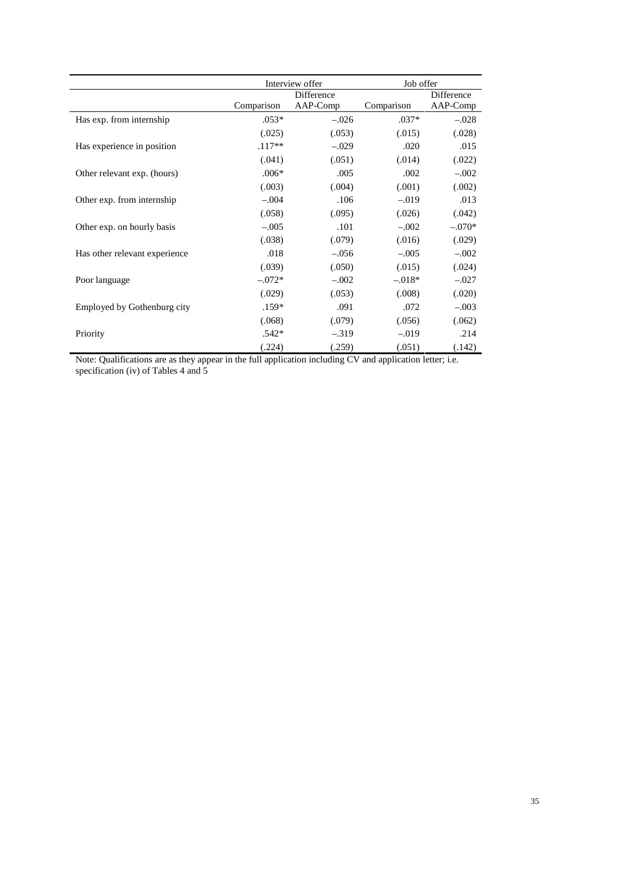| | Interview offer | | Job offer | |
|---|---|---|---|---|
| | Comparison | Difference AAP-Comp | Comparison | Difference AAP-Comp |
| Has exp. from internship | .053* | –.026 | .037* | –.028 |
| | (.025) | (.053) | (.015) | (.028) |
| Has experience in position | .117** | –.029 | .020 | .015 |
| | (.041) | (.051) | (.014) | (.022) |
| Other relevant exp. (hours) | .006* | .005 | .002 | –.002 |
| | (.003) | (.004) | (.001) | (.002) |
| Other exp. from internship | –.004 | .106 | –.019 | .013 |
| | (.058) | (.095) | (.026) | (.042) |
| Other exp. on hourly basis | –.005 | .101 | –.002 | –.070* |
| | (.038) | (.079) | (.016) | (.029) |
| Has other relevant experience | .018 | –.056 | –.005 | –.002 |
| | (.039) | (.050) | (.015) | (.024) |
| Poor language | –.072* | –.002 | –.018* | –.027 |
| | (.029) | (.053) | (.008) | (.020) |
| Employed by Gothenburg city | .159* | .091 | .072 | –.003 |
| | (.068) | (.079) | (.056) | (.062) |
| Priority | .542* | –.319 | –.019 | .214 |
| | (.224) | (.259) | (.051) | (.142) |

Note: Qualifications are as they appear in the full application including CV and application letter; i.e. specification (iv) of Tables 4 and 5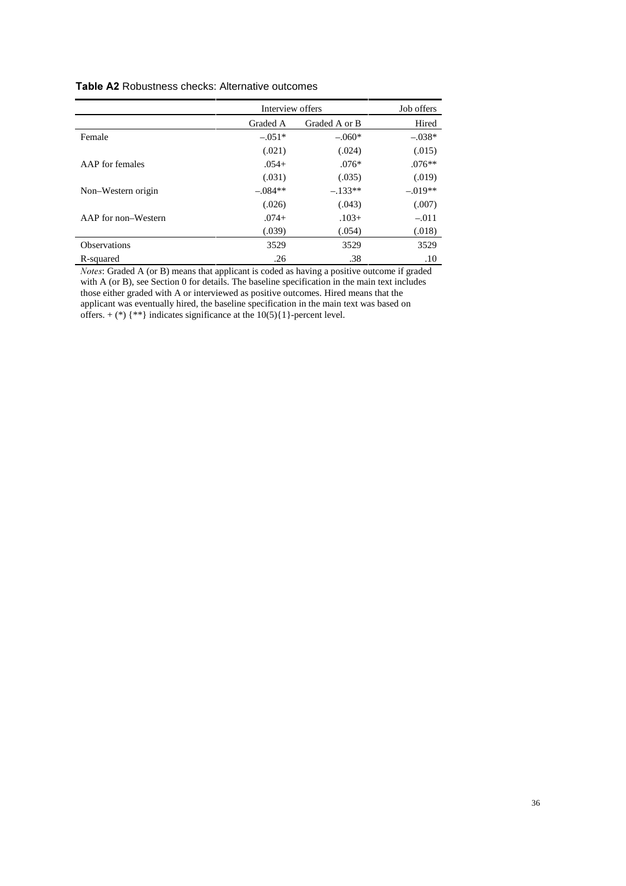**Table A2** Robustness checks: Alternative outcomes

| | Interview offers | | Job offers |
|---|---|---|---|
| | Graded A | Graded A or B | Hired |
| Female | –.051* | –.060* | –.038* |
| | (.021) | (.024) | (.015) |
| AAP for females | .054+ | .076* | .076** |
| | (.031) | (.035) | (.019) |
| Non–Western origin | –.084** | –.133** | –.019** |
| | (.026) | (.043) | (.007) |
| AAP for non–Western | .074+ | .103+ | –.011 |
| | (.039) | (.054) | (.018) |
| Observations | 3529 | 3529 | 3529 |
| R-squared | .26 | .38 | .10 |

*Notes*: Graded A (or B) means that applicant is coded as having a positive outcome if graded with A (or B), see Section 0 for details. The baseline specification in the main text includes those either graded with A or interviewed as positive outcomes. Hired means that the applicant was eventually hired, the baseline specification in the main text was based on offers. + (*) {**} indicates significance at the 10(5){1}-percent level.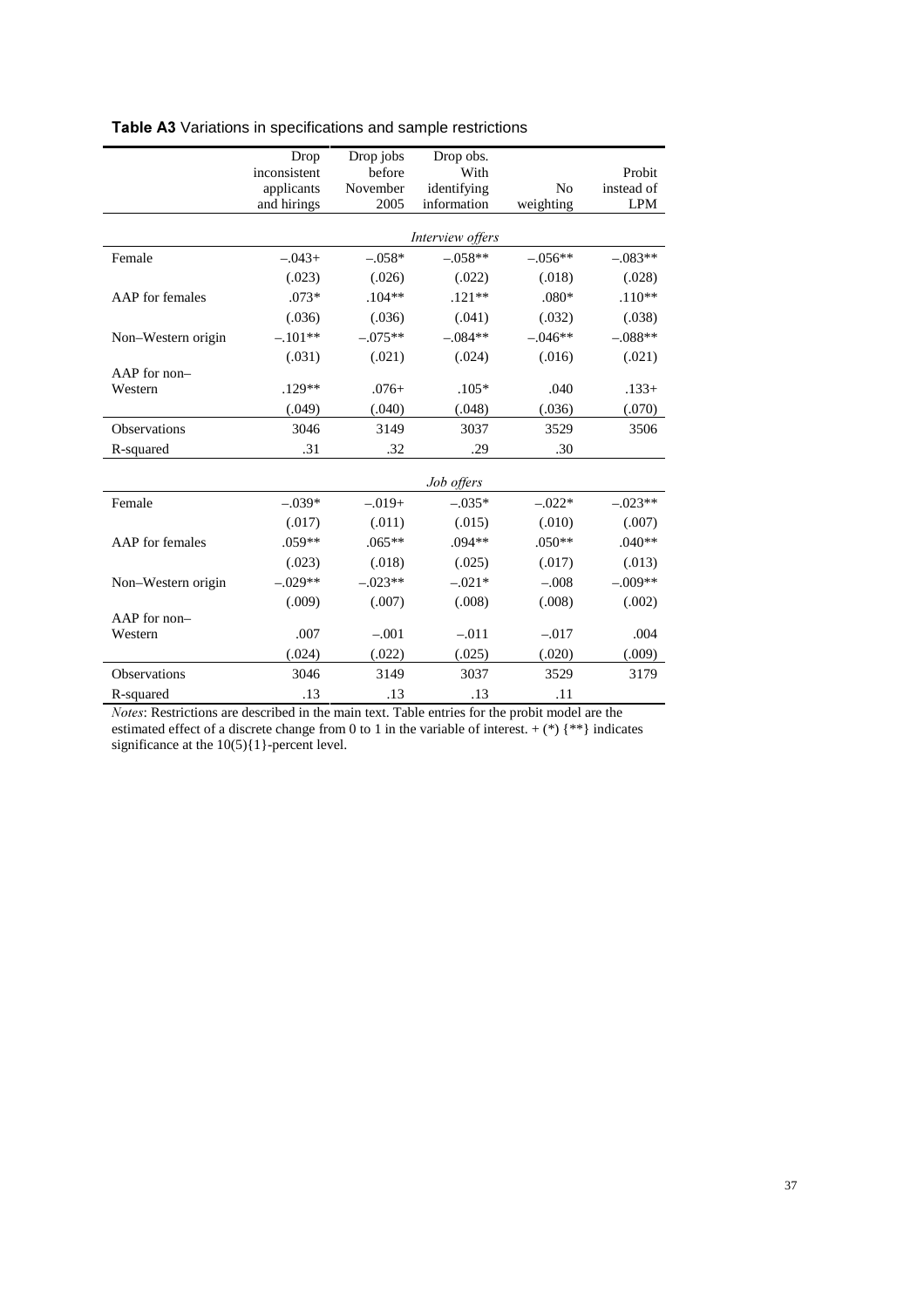**Table A3** Variations in specifications and sample restrictions

| | Drop inconsistent applicants and hirings | Drop jobs before November 2005 | Drop obs. With identifying information | No weighting | Probit instead of LPM |
|---|---|---|---|---|---|
| | *Interview offers* | | | | |
| Female | –.043+ | –.058* | –.058** | –.056** | –.083** |
| | (.023) | (.026) | (.022) | (.018) | (.028) |
| AAP for females | .073* | .104** | .121** | .080* | .110** |
| | (.036) | (.036) | (.041) | (.032) | (.038) |
| Non–Western origin | –.101** | –.075** | –.084** | –.046** | –.088** |
| | (.031) | (.021) | (.024) | (.016) | (.021) |
| AAP for non–Western | .129** | .076+ | .105* | .040 | .133+ |
| | (.049) | (.040) | (.048) | (.036) | (.070) |
| Observations | 3046 | 3149 | 3037 | 3529 | 3506 |
| R-squared | .31 | .32 | .29 | .30 | |
| | *Job offers* | | | | |
| Female | –.039* | –.019+ | –.035* | –.022* | –.023** |
| | (.017) | (.011) | (.015) | (.010) | (.007) |
| AAP for females | .059** | .065** | .094** | .050** | .040** |
| | (.023) | (.018) | (.025) | (.017) | (.013) |
| Non–Western origin | –.029** | –.023** | –.021* | –.008 | –.009** |
| | (.009) | (.007) | (.008) | (.008) | (.002) |
| AAP for non–Western | .007 | –.001 | –.011 | –.017 | .004 |
| | (.024) | (.022) | (.025) | (.020) | (.009) |
| Observations | 3046 | 3149 | 3037 | 3529 | 3179 |
| R-squared | .13 | .13 | .13 | .11 | |

*Notes*: Restrictions are described in the main text. Table entries for the probit model are the estimated effect of a discrete change from 0 to 1 in the variable of interest. + (*) {**} indicates significance at the 10(5){1}-percent level.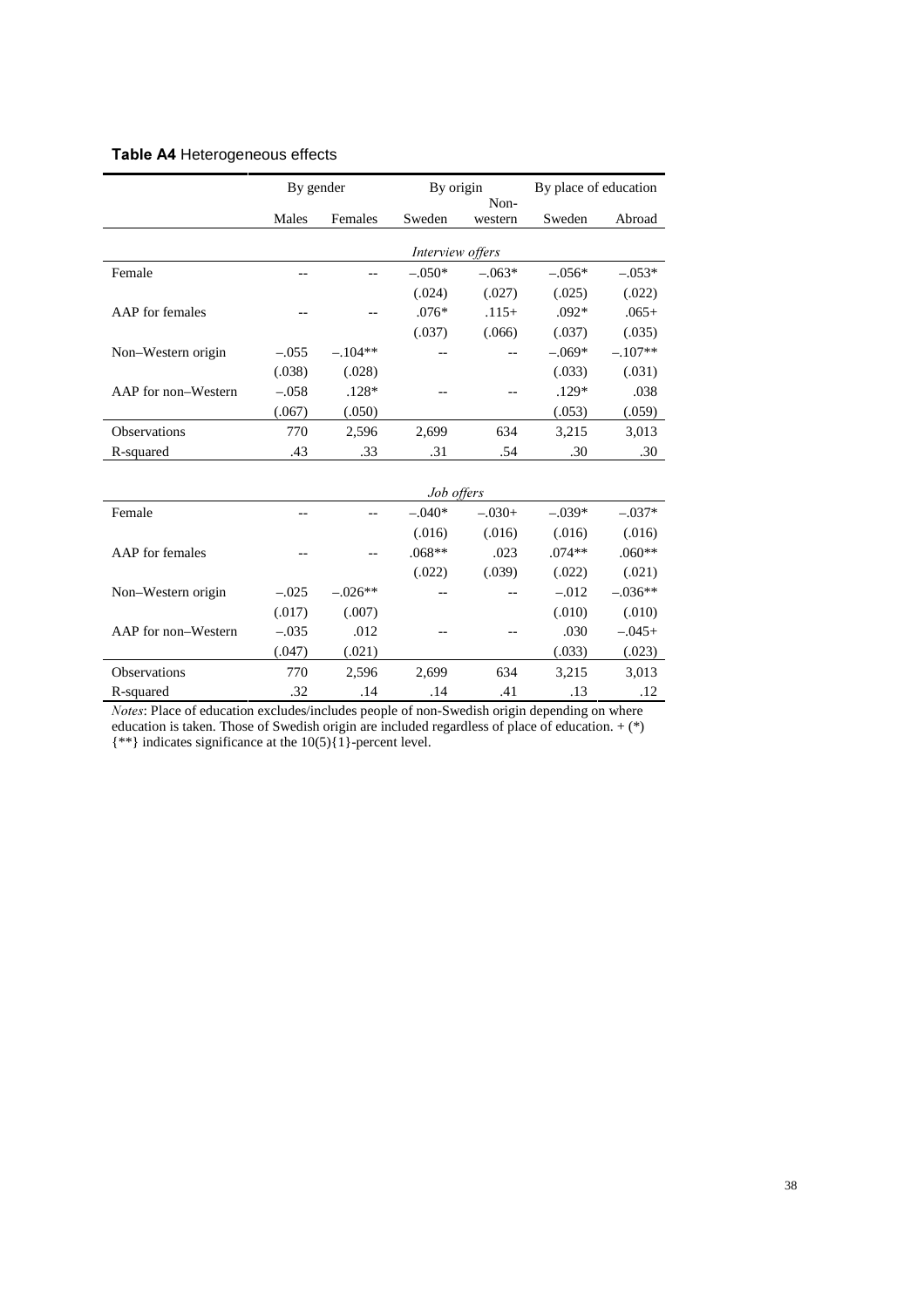**Table A4** Heterogeneous effects

| | By gender | | By origin | | By place of education | |
|---|---|---|---|---|---|---|
| | Males | Females | Sweden | Non-western | Sweden | Abroad |
| | | | *Interview offers* | | | |
| Female | -- | -- | –.050* | –.063* | –.056* | –.053* |
| | | | (.024) | (.027) | (.025) | (.022) |
| AAP for females | -- | -- | .076* | .115+ | .092* | .065+ |
| | | | (.037) | (.066) | (.037) | (.035) |
| Non–Western origin | –.055 | –.104** | -- | -- | –.069* | –.107** |
| | (.038) | (.028) | | | (.033) | (.031) |
| AAP for non–Western | –.058 | .128* | -- | -- | .129* | .038 |
| | (.067) | (.050) | | | (.053) | (.059) |
| Observations | 770 | 2,596 | 2,699 | 634 | 3,215 | 3,013 |
| R-squared | .43 | .33 | .31 | .54 | .30 | .30 |
| | | | *Job offers* | | | |
| Female | -- | -- | –.040* | –.030+ | –.039* | –.037* |
| | | | (.016) | (.016) | (.016) | (.016) |
| AAP for females | -- | -- | .068** | .023 | .074** | .060** |
| | | | (.022) | (.039) | (.022) | (.021) |
| Non–Western origin | –.025 | –.026** | -- | -- | –.012 | –.036** |
| | (.017) | (.007) | | | (.010) | (.010) |
| AAP for non–Western | –.035 | .012 | -- | -- | .030 | –.045+ |
| | (.047) | (.021) | | | (.033) | (.023) |
| Observations | 770 | 2,596 | 2,699 | 634 | 3,215 | 3,013 |
| R-squared | .32 | .14 | .14 | .41 | .13 | .12 |

*Notes*: Place of education excludes/includes people of non-Swedish origin depending on where education is taken. Those of Swedish origin are included regardless of place of education. + (*) {**} indicates significance at the 10(5){1}-percent level.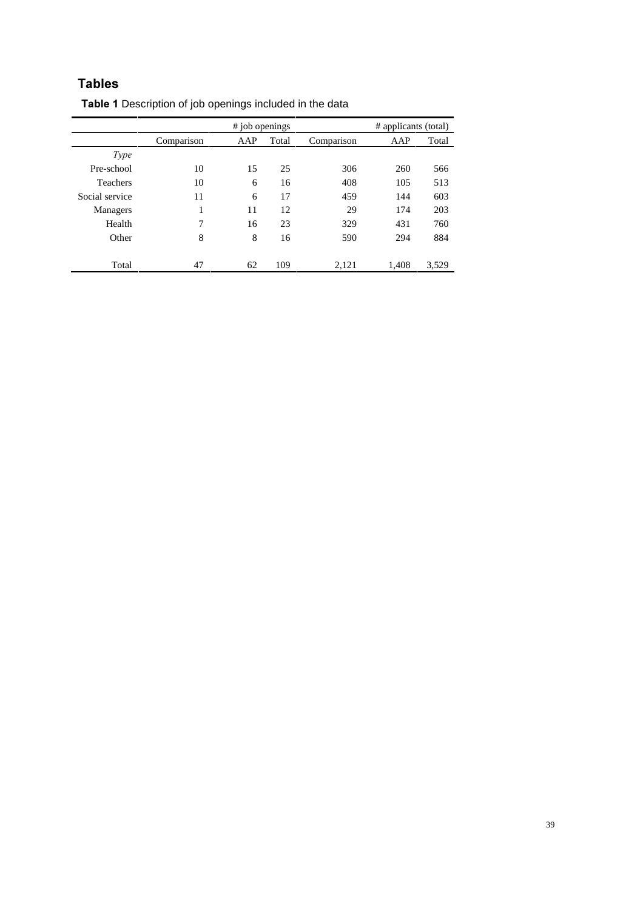## Tables

**Table 1** Description of job openings included in the data

| | # job openings | | | # applicants (total) | | |
|---|---|---|---|---|---|---|
| | Comparison | AAP | Total | Comparison | AAP | Total |
| *Type* | | | | | | |
| Pre-school | 10 | 15 | 25 | 306 | 260 | 566 |
| Teachers | 10 | 6 | 16 | 408 | 105 | 513 |
| Social service | 11 | 6 | 17 | 459 | 144 | 603 |
| Managers | 1 | 11 | 12 | 29 | 174 | 203 |
| Health | 7 | 16 | 23 | 329 | 431 | 760 |
| Other | 8 | 8 | 16 | 590 | 294 | 884 |
| Total | 47 | 62 | 109 | 2,121 | 1,408 | 3,529 |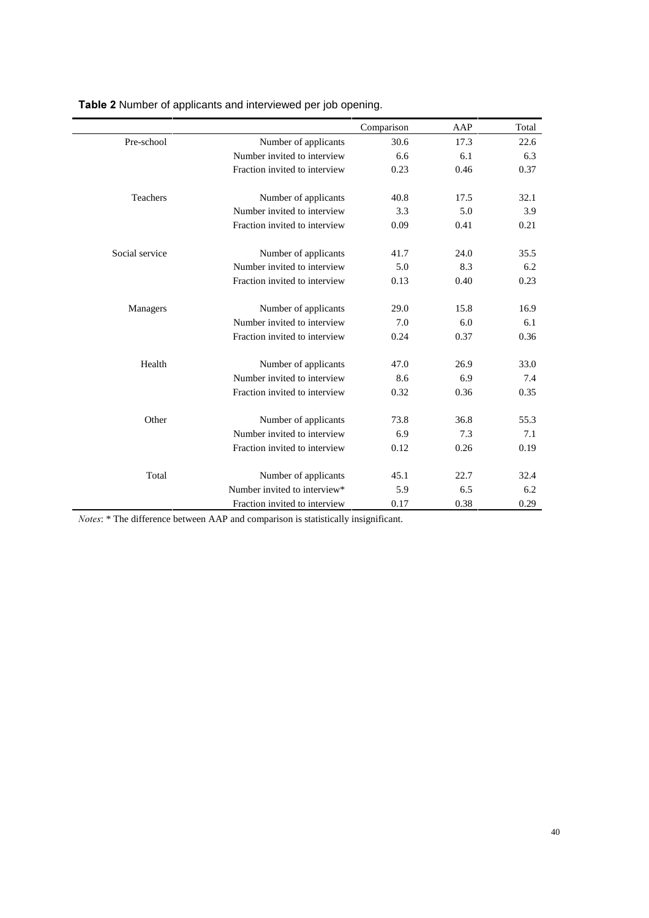**Table 2** Number of applicants and interviewed per job opening.

| | | Comparison | AAP | Total |
|---|---|---|---|---|
| Pre-school | Number of applicants | 30.6 | 17.3 | 22.6 |
| | Number invited to interview | 6.6 | 6.1 | 6.3 |
| | Fraction invited to interview | 0.23 | 0.46 | 0.37 |
| Teachers | Number of applicants | 40.8 | 17.5 | 32.1 |
| | Number invited to interview | 3.3 | 5.0 | 3.9 |
| | Fraction invited to interview | 0.09 | 0.41 | 0.21 |
| Social service | Number of applicants | 41.7 | 24.0 | 35.5 |
| | Number invited to interview | 5.0 | 8.3 | 6.2 |
| | Fraction invited to interview | 0.13 | 0.40 | 0.23 |
| Managers | Number of applicants | 29.0 | 15.8 | 16.9 |
| | Number invited to interview | 7.0 | 6.0 | 6.1 |
| | Fraction invited to interview | 0.24 | 0.37 | 0.36 |
| Health | Number of applicants | 47.0 | 26.9 | 33.0 |
| | Number invited to interview | 8.6 | 6.9 | 7.4 |
| | Fraction invited to interview | 0.32 | 0.36 | 0.35 |
| Other | Number of applicants | 73.8 | 36.8 | 55.3 |
| | Number invited to interview | 6.9 | 7.3 | 7.1 |
| | Fraction invited to interview | 0.12 | 0.26 | 0.19 |
| Total | Number of applicants | 45.1 | 22.7 | 32.4 |
| | Number invited to interview* | 5.9 | 6.5 | 6.2 |
| | Fraction invited to interview | 0.17 | 0.38 | 0.29 |

*Notes*: * The difference between AAP and comparison is statistically insignificant.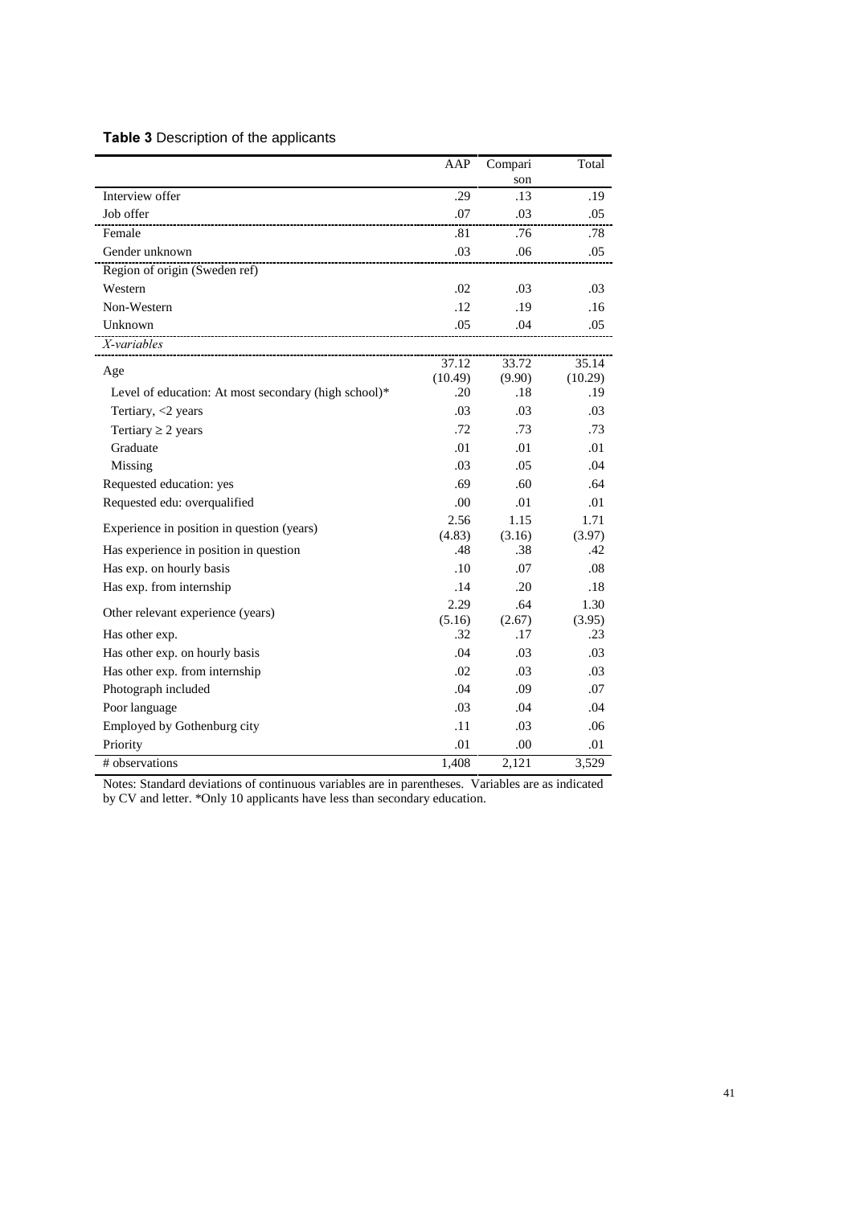**Table 3** Description of the applicants

| | AAP | Comparison | Total |
|---|---|---|---|
| Interview offer | .29 | .13 | .19 |
| Job offer | .07 | .03 | .05 |
| Female | .81 | .76 | .78 |
| Gender unknown | .03 | .06 | .05 |
| Region of origin (Sweden ref) | | | |
| Western | .02 | .03 | .03 |
| Non-Western | .12 | .19 | .16 |
| Unknown | .05 | .04 | .05 |
| *X-variables* | | | |
| Age | 37.12 (10.49) | 33.72 (9.90) | 35.14 (10.29) |
| Level of education: At most secondary (high school)* | .20 | .18 | .19 |
| Tertiary, <2 years | .03 | .03 | .03 |
| Tertiary ≥ 2 years | .72 | .73 | .73 |
| Graduate | .01 | .01 | .01 |
| Missing | .03 | .05 | .04 |
| Requested education: yes | .69 | .60 | .64 |
| Requested edu: overqualified | .00 | .01 | .01 |
| Experience in position in question (years) | 2.56 (4.83) | 1.15 (3.16) | 1.71 (3.97) |
| Has experience in position in question | .48 | .38 | .42 |
| Has exp. on hourly basis | .10 | .07 | .08 |
| Has exp. from internship | .14 | .20 | .18 |
| Other relevant experience (years) | 2.29 (5.16) | .64 (2.67) | 1.30 (3.95) |
| Has other exp. | .32 | .17 | .23 |
| Has other exp. on hourly basis | .04 | .03 | .03 |
| Has other exp. from internship | .02 | .03 | .03 |
| Photograph included | .04 | .09 | .07 |
| Poor language | .03 | .04 | .04 |
| Employed by Gothenburg city | .11 | .03 | .06 |
| Priority | .01 | .00 | .01 |
| # observations | 1,408 | 2,121 | 3,529 |

Notes: Standard deviations of continuous variables are in parentheses. Variables are as indicated by CV and letter. *Only 10 applicants have less than secondary education.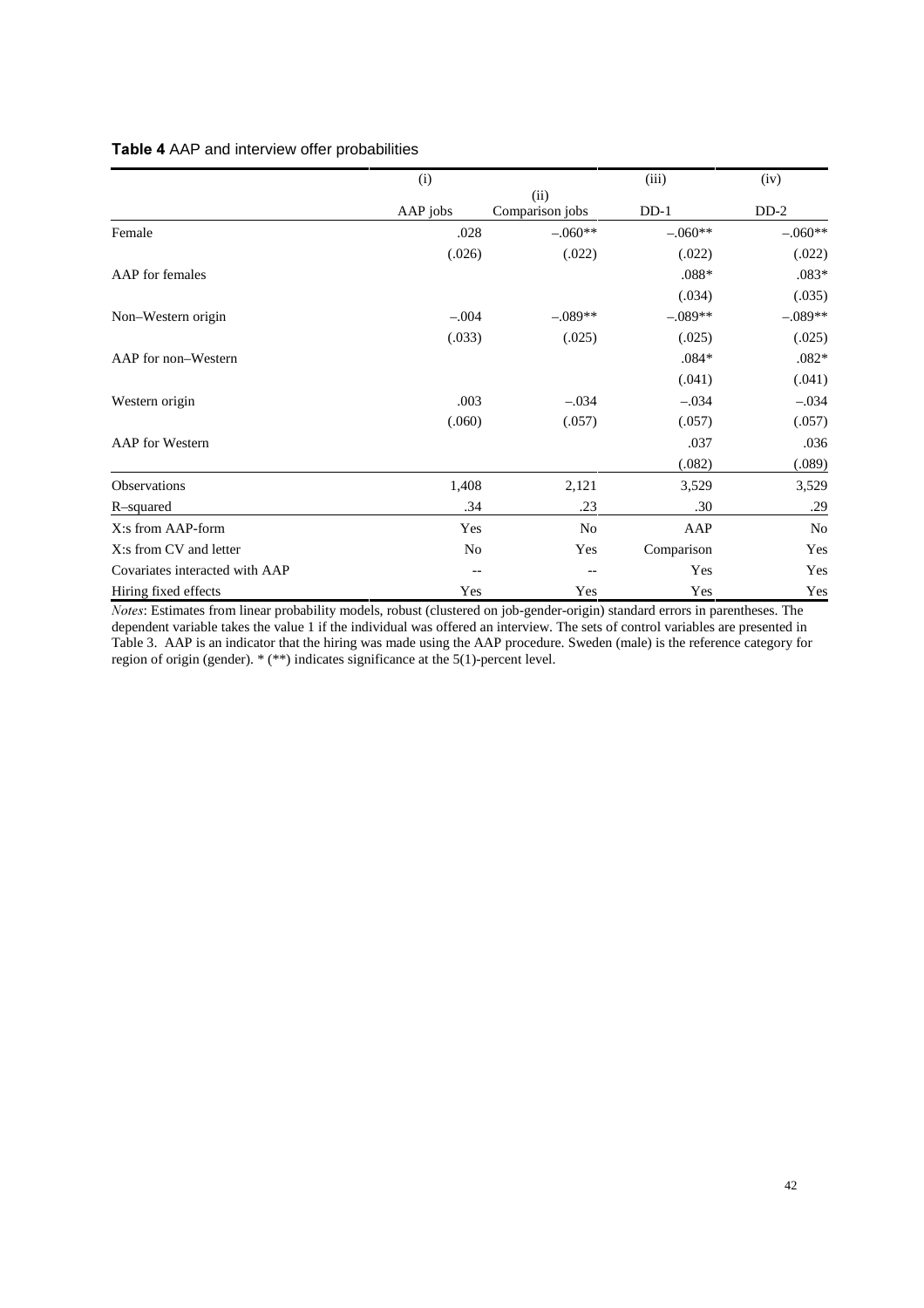**Table 4** AAP and interview offer probabilities

| | (i) AAP jobs | (ii) Comparison jobs | (iii) DD-1 | (iv) DD-2 |
|---|---|---|---|---|
| Female | .028 | –.060** | –.060** | –.060** |
| | (.026) | (.022) | (.022) | (.022) |
| AAP for females | | | .088* | .083* |
| | | | (.034) | (.035) |
| Non–Western origin | –.004 | –.089** | –.089** | –.089** |
| | (.033) | (.025) | (.025) | (.025) |
| AAP for non–Western | | | .084* | .082* |
| | | | (.041) | (.041) |
| Western origin | .003 | –.034 | –.034 | –.034 |
| | (.060) | (.057) | (.057) | (.057) |
| AAP for Western | | | .037 | .036 |
| | | | (.082) | (.089) |
| Observations | 1,408 | 2,121 | 3,529 | 3,529 |
| R–squared | .34 | .23 | .30 | .29 |
| X:s from AAP-form | Yes | No | AAP | No |
| X:s from CV and letter | No | Yes | Comparison | Yes |
| Covariates interacted with AAP | -- | -- | Yes | Yes |
| Hiring fixed effects | Yes | Yes | Yes | Yes |

*Notes*: Estimates from linear probability models, robust (clustered on job-gender-origin) standard errors in parentheses. The dependent variable takes the value 1 if the individual was offered an interview. The sets of control variables are presented in Table 3. AAP is an indicator that the hiring was made using the AAP procedure. Sweden (male) is the reference category for region of origin (gender). * (**) indicates significance at the 5(1)-percent level.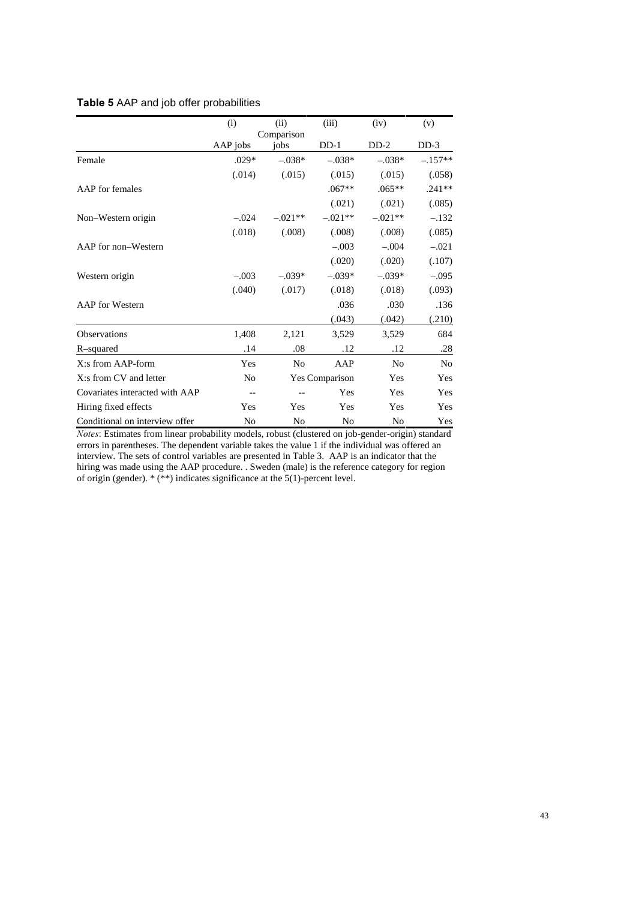**Table 5** AAP and job offer probabilities

| | (i) | (ii) | (iii) | (iv) | (v) |
|---|---|---|---|---|---|
| | AAP jobs | Comparison jobs | DD-1 | DD-2 | DD-3 |
| Female | .029* | –.038* | –.038* | –.038* | –.157** |
| | (.014) | (.015) | (.015) | (.015) | (.058) |
| AAP for females | | | .067** | .065** | .241** |
| | | | (.021) | (.021) | (.085) |
| Non–Western origin | –.024 | –.021** | –.021** | –.021** | –.132 |
| | (.018) | (.008) | (.008) | (.008) | (.085) |
| AAP for non–Western | | | –.003 | –.004 | –.021 |
| | | | (.020) | (.020) | (.107) |
| Western origin | –.003 | –.039* | –.039* | –.039* | –.095 |
| | (.040) | (.017) | (.018) | (.018) | (.093) |
| AAP for Western | | | .036 | .030 | .136 |
| | | | (.043) | (.042) | (.210) |
| Observations | 1,408 | 2,121 | 3,529 | 3,529 | 684 |
| R–squared | .14 | .08 | .12 | .12 | .28 |
| X:s from AAP-form | Yes | No | AAP | No | No |
| X:s from CV and letter | No | Yes | Comparison | Yes | Yes |
| Covariates interacted with AAP | -- | -- | Yes | Yes | Yes |
| Hiring fixed effects | Yes | Yes | Yes | Yes | Yes |
| Conditional on interview offer | No | No | No | No | Yes |

*Notes*: Estimates from linear probability models, robust (clustered on job-gender-origin) standard errors in parentheses. The dependent variable takes the value 1 if the individual was offered an interview. The sets of control variables are presented in Table 3. AAP is an indicator that the hiring was made using the AAP procedure. . Sweden (male) is the reference category for region of origin (gender). * (**) indicates significance at the 5(1)-percent level.